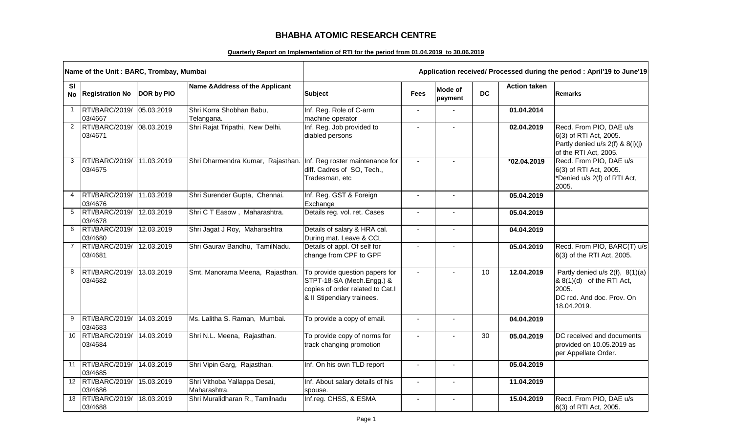# BHABHA ATOMIC RESEARCH CENTRE

**Quarterly Report on Implementation of RTI for the period from 01.04.2019 to 30.06.2019**

| Name of the Unit : BARC, Trombay, Mumbai | | | | Application received/ Processed during the period : April'19 to June'19 | | | | | |
|---|---|---|---|---|---|---|---|---|---|
| **Sl No** | **Registration No** | **DOR by PIO** | **Name &Address of the Applicant** | **Subject** | **Fees** | **Mode of payment** | **DC** | **Action taken** | **Remarks** |
| 1 | RTI/BARC/2019/ 03/4667 | 05.03.2019 | Shri Korra Shobhan Babu, Telangana. | Inf. Reg. Role of C-arm machine operator | - | - | | **01.04.2014** | |
| 2 | RTI/BARC/2019/ 03/4671 | 08.03.2019 | Shri Rajat Tripathi, New Delhi. | Inf. Reg. Job provided to diabled persons | - | - | | **02.04.2019** | Recd. From PIO, DAE u/s 6(3) of RTI Act, 2005. Partly denied u/s 2(f) & 8(i)(j) of the RTI Act, 2005. |
| 3 | RTI/BARC/2019/ 03/4675 | 11.03.2019 | Shri Dharmendra Kumar, Rajasthan. | Inf. Reg roster maintenance for diff. Cadres of SO, Tech., Tradesman, etc | - | - | | **\*02.04.2019** | Recd. From PIO, DAE u/s 6(3) of RTI Act, 2005. \*Denied u/s 2(f) of RTI Act, 2005. |
| 4 | RTI/BARC/2019/ 03/4676 | 11.03.2019 | Shri Surender Gupta, Chennai. | Inf. Reg. GST & Foreign Exchange | - | - | | **05.04.2019** | |
| 5 | RTI/BARC/2019/ 03/4678 | 12.03.2019 | Shri C T Easow , Maharashtra. | Details reg. vol. ret. Cases | - | - | | **05.04.2019** | |
| 6 | RTI/BARC/2019/ 03/4680 | 12.03.2019 | Shri Jagat J Roy, Maharashtra | Details of salary & HRA cal. During mat. Leave & CCL | - | - | | **04.04.2019** | |
| 7 | RTI/BARC/2019/ 03/4681 | 12.03.2019 | Shri Gaurav Bandhu, TamilNadu. | Details of appl. Of self for change from CPF to GPF | - | - | | **05.04.2019** | Recd. From PIO, BARC(T) u/s 6(3) of the RTI Act, 2005. |
| 8 | RTI/BARC/2019/ 03/4682 | 13.03.2019 | Smt. Manorama Meena, Rajasthan. | To provide question papers for STPT-18-SA (Mech.Engg.) & copies of order related to Cat.I & II Stipendiary trainees. | - | - | 10 | **12.04.2019** | Partly denied u/s 2(f), 8(1)(a) & 8(1)(d) of the RTI Act, 2005. DC rcd. And doc. Prov. On 18.04.2019. |
| 9 | RTI/BARC/2019/ 03/4683 | 14.03.2019 | Ms. Lalitha S. Raman, Mumbai. | To provide a copy of email. | - | - | | **04.04.2019** | |
| 10 | RTI/BARC/2019/ 03/4684 | 14.03.2019 | Shri N.L. Meena, Rajasthan. | To provide copy of norms for track changing promotion | - | - | 30 | **05.04.2019** | DC received and documents provided on 10.05.2019 as per Appellate Order. |
| 11 | RTI/BARC/2019/ 03/4685 | 14.03.2019 | Shri Vipin Garg, Rajasthan. | Inf. On his own TLD report | - | - | | **05.04.2019** | |
| 12 | RTI/BARC/2019/ 03/4686 | 15.03.2019 | Shri Vithoba Yallappa Desai, Maharashtra. | Inf. About salary details of his spouse. | - | - | | **11.04.2019** | |
| 13 | RTI/BARC/2019/ 03/4688 | 18.03.2019 | Shri Muralidharan R., Tamilnadu | Inf.reg. CHSS, & ESMA | - | - | | **15.04.2019** | Recd. From PIO, DAE u/s 6(3) of RTI Act, 2005. |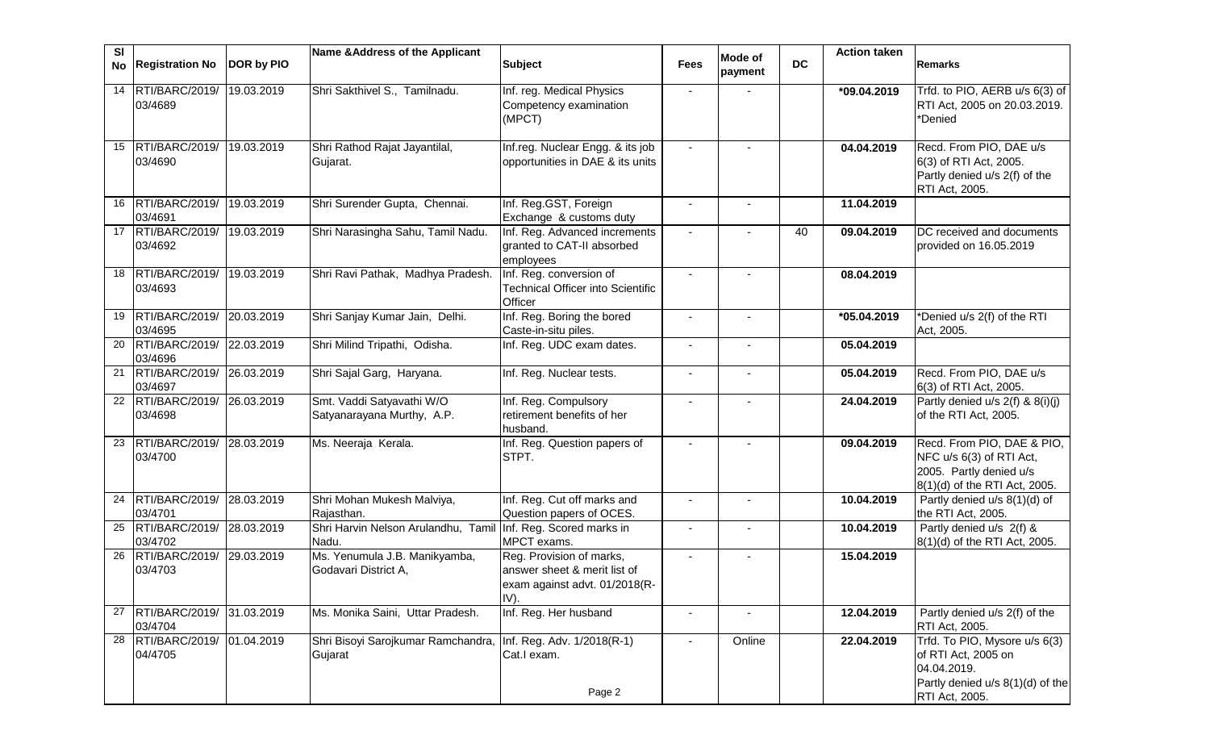| Sl No | Registration No | DOR by PIO | Name &Address of the Applicant | Subject | Fees | Mode of payment | DC | Action taken | Remarks |
|---|---|---|---|---|---|---|---|---|---|
| 14 | RTI/BARC/2019/ 03/4689 | 19.03.2019 | Shri Sakthivel S., Tamilnadu. | Inf. reg. Medical Physics Competency examination (MPCT) | - | - | | **\*09.04.2019** | Trfd. to PIO, AERB u/s 6(3) of RTI Act, 2005 on 20.03.2019. *Denied |
| 15 | RTI/BARC/2019/ 03/4690 | 19.03.2019 | Shri Rathod Rajat Jayantilal, Gujarat. | Inf.reg. Nuclear Engg. & its job opportunities in DAE & its units | - | - | | **04.04.2019** | Recd. From PIO, DAE u/s 6(3) of RTI Act, 2005. Partly denied u/s 2(f) of the RTI Act, 2005. |
| 16 | RTI/BARC/2019/ 03/4691 | 19.03.2019 | Shri Surender Gupta, Chennai. | Inf. Reg.GST, Foreign Exchange & customs duty | - | - | | **11.04.2019** | |
| 17 | RTI/BARC/2019/ 03/4692 | 19.03.2019 | Shri Narasingha Sahu, Tamil Nadu. | Inf. Reg. Advanced increments granted to CAT-II absorbed employees | - | - | 40 | **09.04.2019** | DC received and documents provided on 16.05.2019 |
| 18 | RTI/BARC/2019/ 03/4693 | 19.03.2019 | Shri Ravi Pathak, Madhya Pradesh. | Inf. Reg. conversion of Technical Officer into Scientific Officer | - | - | | **08.04.2019** | |
| 19 | RTI/BARC/2019/ 03/4695 | 20.03.2019 | Shri Sanjay Kumar Jain, Delhi. | Inf. Reg. Boring the bored Caste-in-situ piles. | - | - | | **\*05.04.2019** | *Denied u/s 2(f) of the RTI Act, 2005. |
| 20 | RTI/BARC/2019/ 03/4696 | 22.03.2019 | Shri Milind Tripathi, Odisha. | Inf. Reg. UDC exam dates. | - | - | | **05.04.2019** | |
| 21 | RTI/BARC/2019/ 03/4697 | 26.03.2019 | Shri Sajal Garg, Haryana. | Inf. Reg. Nuclear tests. | - | - | | **05.04.2019** | Recd. From PIO, DAE u/s 6(3) of RTI Act, 2005. |
| 22 | RTI/BARC/2019/ 03/4698 | 26.03.2019 | Smt. Vaddi Satyavathi W/O Satyanarayana Murthy, A.P. | Inf. Reg. Compulsory retirement benefits of her husband. | - | - | | **24.04.2019** | Partly denied u/s 2(f) & 8(i)(j) of the RTI Act, 2005. |
| 23 | RTI/BARC/2019/ 03/4700 | 28.03.2019 | Ms. Neeraja Kerala. | Inf. Reg. Question papers of STPT. | - | - | | **09.04.2019** | Recd. From PIO, DAE & PIO, NFC u/s 6(3) of RTI Act, 2005. Partly denied u/s 8(1)(d) of the RTI Act, 2005. |
| 24 | RTI/BARC/2019/ 03/4701 | 28.03.2019 | Shri Mohan Mukesh Malviya, Rajasthan. | Inf. Reg. Cut off marks and Question papers of OCES. | - | - | | **10.04.2019** | Partly denied u/s 8(1)(d) of the RTI Act, 2005. |
| 25 | RTI/BARC/2019/ 03/4702 | 28.03.2019 | Shri Harvin Nelson Arulandhu, Tamil Nadu. | Inf. Reg. Scored marks in MPCT exams. | - | - | | **10.04.2019** | Partly denied u/s 2(f) & 8(1)(d) of the RTI Act, 2005. |
| 26 | RTI/BARC/2019/ 03/4703 | 29.03.2019 | Ms. Yenumula J.B. Manikyamba, Godavari District A, | Reg. Provision of marks, answer sheet & merit list of exam against advt. 01/2018(R-IV). | - | - | | **15.04.2019** | |
| 27 | RTI/BARC/2019/ 03/4704 | 31.03.2019 | Ms. Monika Saini, Uttar Pradesh. | Inf. Reg. Her husband | - | - | | **12.04.2019** | Partly denied u/s 2(f) of the RTI Act, 2005. |
| 28 | RTI/BARC/2019/ 04/4705 | 01.04.2019 | Shri Bisoyi Sarojkumar Ramchandra, Gujarat | Inf. Reg. Adv. 1/2018(R-1) Cat.I exam. | - | Online | | **22.04.2019** | Trfd. To PIO, Mysore u/s 6(3) of RTI Act, 2005 on 04.04.2019. Partly denied u/s 8(1)(d) of the RTI Act, 2005. |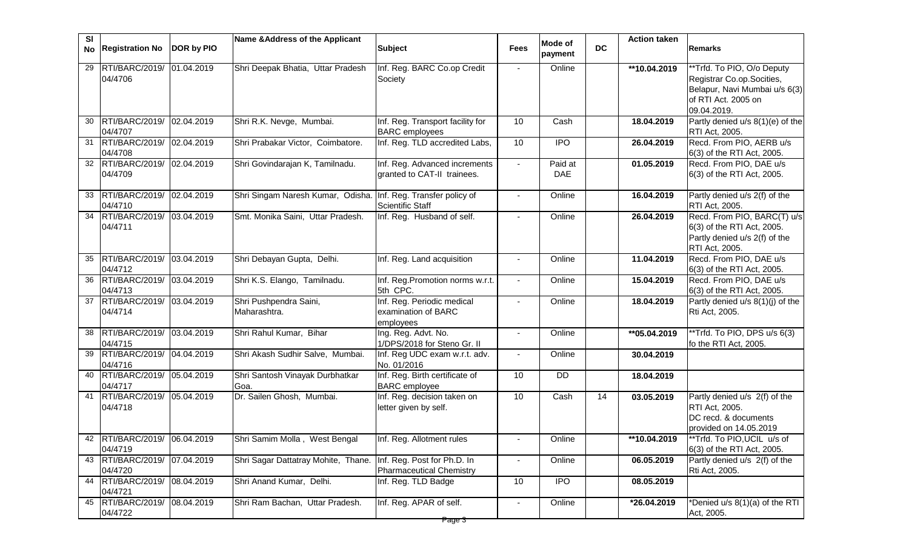| Sl No | Registration No | DOR by PIO | Name &Address of the Applicant | Subject | Fees | Mode of payment | DC | Action taken | Remarks |
|---|---|---|---|---|---|---|---|---|---|
| 29 | RTI/BARC/2019/ 04/4706 | 01.04.2019 | Shri Deepak Bhatia, Uttar Pradesh | Inf. Reg. BARC Co.op Credit Society | - | Online | | **10.04.2019 | **Trfd. To PIO, O/o Deputy Registrar Co.op.Socities, Belapur, Navi Mumbai u/s 6(3) of RTI Act. 2005 on 09.04.2019. |
| 30 | RTI/BARC/2019/ 04/4707 | 02.04.2019 | Shri R.K. Nevge, Mumbai. | Inf. Reg. Transport facility for BARC employees | 10 | Cash | | 18.04.2019 | Partly denied u/s 8(1)(e) of the RTI Act, 2005. |
| 31 | RTI/BARC/2019/ 04/4708 | 02.04.2019 | Shri Prabakar Victor, Coimbatore. | Inf. Reg. TLD accredited Labs, | 10 | IPO | | 26.04.2019 | Recd. From PIO, AERB u/s 6(3) of the RTI Act, 2005. |
| 32 | RTI/BARC/2019/ 04/4709 | 02.04.2019 | Shri Govindarajan K, Tamilnadu. | Inf. Reg. Advanced increments granted to CAT-II trainees. | - | Paid at DAE | | 01.05.2019 | Recd. From PIO, DAE u/s 6(3) of the RTI Act, 2005. |
| 33 | RTI/BARC/2019/ 04/4710 | 02.04.2019 | Shri Singam Naresh Kumar, Odisha. | Inf. Reg. Transfer policy of Scientific Staff | - | Online | | 16.04.2019 | Partly denied u/s 2(f) of the RTI Act, 2005. |
| 34 | RTI/BARC/2019/ 04/4711 | 03.04.2019 | Smt. Monika Saini, Uttar Pradesh. | Inf. Reg. Husband of self. | - | Online | | 26.04.2019 | Recd. From PIO, BARC(T) u/s 6(3) of the RTI Act, 2005. Partly denied u/s 2(f) of the RTI Act, 2005. |
| 35 | RTI/BARC/2019/ 04/4712 | 03.04.2019 | Shri Debayan Gupta, Delhi. | Inf. Reg. Land acquisition | - | Online | | 11.04.2019 | Recd. From PIO, DAE u/s 6(3) of the RTI Act, 2005. |
| 36 | RTI/BARC/2019/ 04/4713 | 03.04.2019 | Shri K.S. Elango, Tamilnadu. | Inf. Reg.Promotion norms w.r.t. 5th CPC. | - | Online | | 15.04.2019 | Recd. From PIO, DAE u/s 6(3) of the RTI Act, 2005. |
| 37 | RTI/BARC/2019/ 04/4714 | 03.04.2019 | Shri Pushpendra Saini, Maharashtra. | Inf. Reg. Periodic medical examination of BARC employees | - | Online | | 18.04.2019 | Partly denied u/s 8(1)(j) of the Rti Act, 2005. |
| 38 | RTI/BARC/2019/ 04/4715 | 03.04.2019 | Shri Rahul Kumar, Bihar | Ing. Reg. Advt. No. 1/DPS/2018 for Steno Gr. II | - | Online | | **05.04.2019 | **Trfd. To PIO, DPS u/s 6(3) fo the RTI Act, 2005. |
| 39 | RTI/BARC/2019/ 04/4716 | 04.04.2019 | Shri Akash Sudhir Salve, Mumbai. | Inf. Reg UDC exam w.r.t. adv. No. 01/2016 | - | Online | | 30.04.2019 | |
| 40 | RTI/BARC/2019/ 04/4717 | 05.04.2019 | Shri Santosh Vinayak Durbhatkar Goa. | Inf. Reg. Birth certificate of BARC employee | 10 | DD | | 18.04.2019 | |
| 41 | RTI/BARC/2019/ 04/4718 | 05.04.2019 | Dr. Sailen Ghosh, Mumbai. | Inf. Reg. decision taken on letter given by self. | 10 | Cash | 14 | 03.05.2019 | Partly denied u/s 2(f) of the RTI Act, 2005. DC recd. & documents provided on 14.05.2019 |
| 42 | RTI/BARC/2019/ 04/4719 | 06.04.2019 | Shri Samim Molla , West Bengal | Inf. Reg. Allotment rules | - | Online | | **10.04.2019 | **Trfd. To PIO,UCIL u/s of 6(3) of the RTI Act, 2005. |
| 43 | RTI/BARC/2019/ 04/4720 | 07.04.2019 | Shri Sagar Dattatray Mohite, Thane. | Inf. Reg. Post for Ph.D. In Pharmaceutical Chemistry | - | Online | | 06.05.2019 | Partly denied u/s 2(f) of the Rti Act, 2005. |
| 44 | RTI/BARC/2019/ 04/4721 | 08.04.2019 | Shri Anand Kumar, Delhi. | Inf. Reg. TLD Badge | 10 | IPO | | 08.05.2019 | |
| 45 | RTI/BARC/2019/ 04/4722 | 08.04.2019 | Shri Ram Bachan, Uttar Pradesh. | Inf. Reg. APAR of self. | - | Online | | *26.04.2019 | *Denied u/s 8(1)(a) of the RTI Act, 2005. |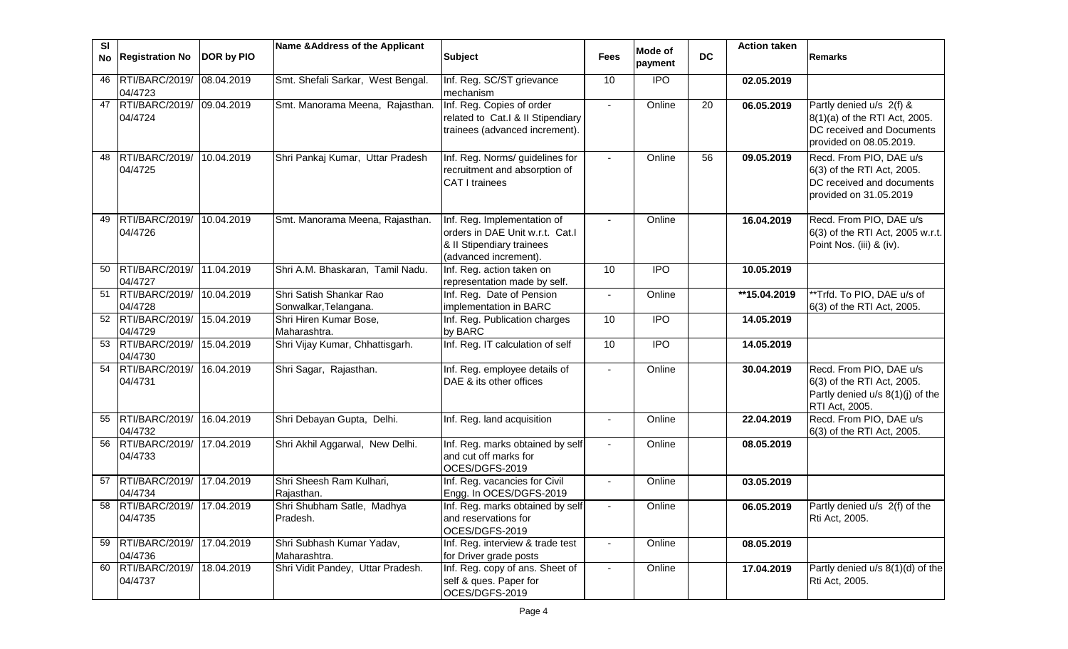| Sl No | Registration No | DOR by PIO | Name &Address of the Applicant | Subject | Fees | Mode of payment | DC | Action taken | Remarks |
|---|---|---|---|---|---|---|---|---|---|
| 46 | RTI/BARC/2019/ 04/4723 | 08.04.2019 | Smt. Shefali Sarkar, West Bengal. | Inf. Reg. SC/ST grievance mechanism | 10 | IPO | | 02.05.2019 | |
| 47 | RTI/BARC/2019/ 04/4724 | 09.04.2019 | Smt. Manorama Meena, Rajasthan. | Inf. Reg. Copies of order related to Cat.I & II Stipendiary trainees (advanced increment). | - | Online | 20 | 06.05.2019 | Partly denied u/s 2(f) & 8(1)(a) of the RTI Act, 2005. DC received and Documents provided on 08.05.2019. |
| 48 | RTI/BARC/2019/ 04/4725 | 10.04.2019 | Shri Pankaj Kumar, Uttar Pradesh | Inf. Reg. Norms/ guidelines for recruitment and absorption of CAT I trainees | - | Online | 56 | 09.05.2019 | Recd. From PIO, DAE u/s 6(3) of the RTI Act, 2005. DC received and documents provided on 31.05.2019 |
| 49 | RTI/BARC/2019/ 04/4726 | 10.04.2019 | Smt. Manorama Meena, Rajasthan. | Inf. Reg. Implementation of orders in DAE Unit w.r.t. Cat.I & II Stipendiary trainees (advanced increment). | - | Online | | 16.04.2019 | Recd. From PIO, DAE u/s 6(3) of the RTI Act, 2005 w.r.t. Point Nos. (iii) & (iv). |
| 50 | RTI/BARC/2019/ 04/4727 | 11.04.2019 | Shri A.M. Bhaskaran, Tamil Nadu. | Inf. Reg. action taken on representation made by self. | 10 | IPO | | 10.05.2019 | |
| 51 | RTI/BARC/2019/ 04/4728 | 10.04.2019 | Shri Satish Shankar Rao Sonwalkar,Telangana. | Inf. Reg. Date of Pension implementation in BARC | - | Online | | **15.04.2019 | **Trfd. To PIO, DAE u/s of 6(3) of the RTI Act, 2005. |
| 52 | RTI/BARC/2019/ 04/4729 | 15.04.2019 | Shri Hiren Kumar Bose, Maharashtra. | Inf. Reg. Publication charges by BARC | 10 | IPO | | 14.05.2019 | |
| 53 | RTI/BARC/2019/ 04/4730 | 15.04.2019 | Shri Vijay Kumar, Chhattisgarh. | Inf. Reg. IT calculation of self | 10 | IPO | | 14.05.2019 | |
| 54 | RTI/BARC/2019/ 04/4731 | 16.04.2019 | Shri Sagar, Rajasthan. | Inf. Reg. employee details of DAE & its other offices | - | Online | | 30.04.2019 | Recd. From PIO, DAE u/s 6(3) of the RTI Act, 2005. Partly denied u/s 8(1)(j) of the RTI Act, 2005. |
| 55 | RTI/BARC/2019/ 04/4732 | 16.04.2019 | Shri Debayan Gupta, Delhi. | Inf. Reg. land acquisition | - | Online | | 22.04.2019 | Recd. From PIO, DAE u/s 6(3) of the RTI Act, 2005. |
| 56 | RTI/BARC/2019/ 04/4733 | 17.04.2019 | Shri Akhil Aggarwal, New Delhi. | Inf. Reg. marks obtained by self and cut off marks for OCES/DGFS-2019 | - | Online | | 08.05.2019 | |
| 57 | RTI/BARC/2019/ 04/4734 | 17.04.2019 | Shri Sheesh Ram Kulhari, Rajasthan. | Inf. Reg. vacancies for Civil Engg. In OCES/DGFS-2019 | - | Online | | 03.05.2019 | |
| 58 | RTI/BARC/2019/ 04/4735 | 17.04.2019 | Shri Shubham Satle, Madhya Pradesh. | Inf. Reg. marks obtained by self and reservations for OCES/DGFS-2019 | - | Online | | 06.05.2019 | Partly denied u/s 2(f) of the Rti Act, 2005. |
| 59 | RTI/BARC/2019/ 04/4736 | 17.04.2019 | Shri Subhash Kumar Yadav, Maharashtra. | Inf. Reg. interview & trade test for Driver grade posts | - | Online | | 08.05.2019 | |
| 60 | RTI/BARC/2019/ 04/4737 | 18.04.2019 | Shri Vidit Pandey, Uttar Pradesh. | Inf. Reg. copy of ans. Sheet of self & ques. Paper for OCES/DGFS-2019 | - | Online | | 17.04.2019 | Partly denied u/s 8(1)(d) of the Rti Act, 2005. |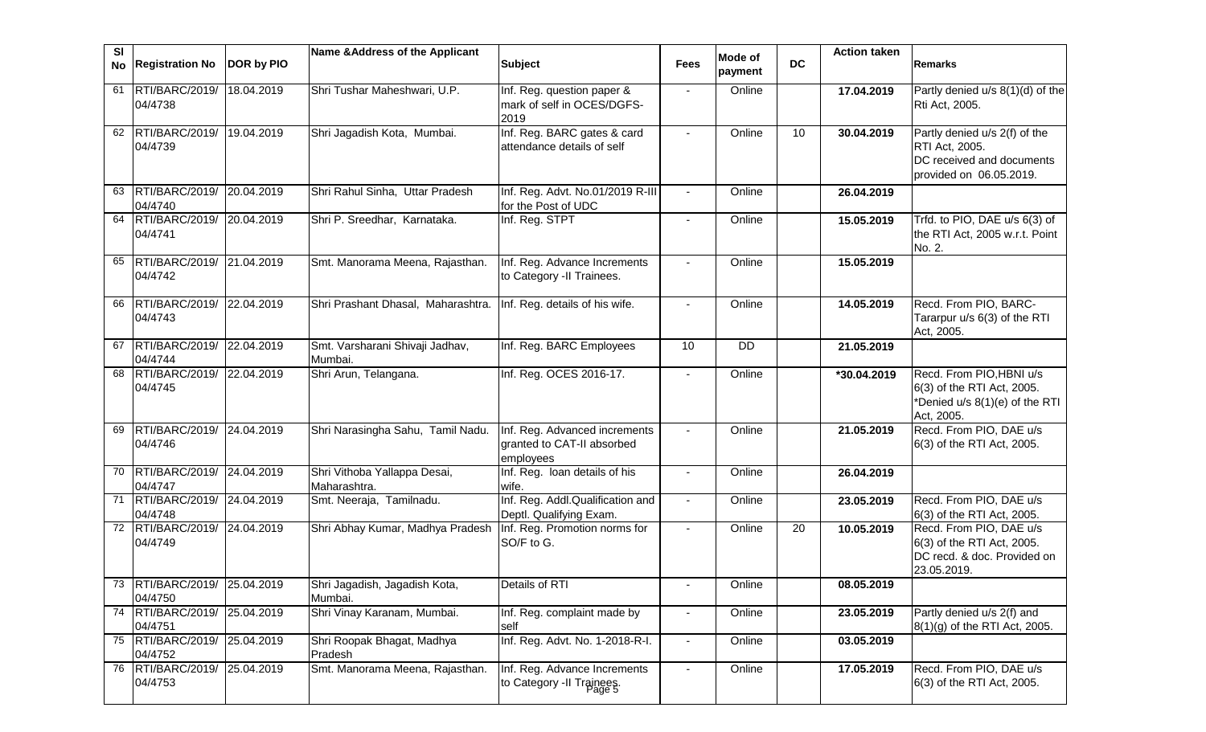| Sl No | Registration No | DOR by PIO | Name &Address of the Applicant | Subject | Fees | Mode of payment | DC | Action taken | Remarks |
|---|---|---|---|---|---|---|---|---|---|
| 61 | RTI/BARC/2019/ 04/4738 | 18.04.2019 | Shri Tushar Maheshwari, U.P. | Inf. Reg. question paper & mark of self in OCES/DGFS-2019 | - | Online | | 17.04.2019 | Partly denied u/s 8(1)(d) of the Rti Act, 2005. |
| 62 | RTI/BARC/2019/ 04/4739 | 19.04.2019 | Shri Jagadish Kota, Mumbai. | Inf. Reg. BARC gates & card attendance details of self | - | Online | 10 | 30.04.2019 | Partly denied u/s 2(f) of the RTI Act, 2005. DC received and documents provided on 06.05.2019. |
| 63 | RTI/BARC/2019/ 04/4740 | 20.04.2019 | Shri Rahul Sinha, Uttar Pradesh | Inf. Reg. Advt. No.01/2019 R-III for the Post of UDC | - | Online | | 26.04.2019 | |
| 64 | RTI/BARC/2019/ 04/4741 | 20.04.2019 | Shri P. Sreedhar, Karnataka. | Inf. Reg. STPT | - | Online | | 15.05.2019 | Trfd. to PIO, DAE u/s 6(3) of the RTI Act, 2005 w.r.t. Point No. 2. |
| 65 | RTI/BARC/2019/ 04/4742 | 21.04.2019 | Smt. Manorama Meena, Rajasthan. | Inf. Reg. Advance Increments to Category -II Trainees. | - | Online | | 15.05.2019 | |
| 66 | RTI/BARC/2019/ 04/4743 | 22.04.2019 | Shri Prashant Dhasal, Maharashtra. | Inf. Reg. details of his wife. | - | Online | | 14.05.2019 | Recd. From PIO, BARC-Tararpur u/s 6(3) of the RTI Act, 2005. |
| 67 | RTI/BARC/2019/ 04/4744 | 22.04.2019 | Smt. Varsharani Shivaji Jadhav, Mumbai. | Inf. Reg. BARC Employees | 10 | DD | | 21.05.2019 | |
| 68 | RTI/BARC/2019/ 04/4745 | 22.04.2019 | Shri Arun, Telangana. | Inf. Reg. OCES 2016-17. | - | Online | | *30.04.2019 | Recd. From PIO,HBNI u/s 6(3) of the RTI Act, 2005. *Denied u/s 8(1)(e) of the RTI Act, 2005. |
| 69 | RTI/BARC/2019/ 04/4746 | 24.04.2019 | Shri Narasingha Sahu, Tamil Nadu. | Inf. Reg. Advanced increments granted to CAT-II absorbed employees | - | Online | | 21.05.2019 | Recd. From PIO, DAE u/s 6(3) of the RTI Act, 2005. |
| 70 | RTI/BARC/2019/ 04/4747 | 24.04.2019 | Shri Vithoba Yallappa Desai, Maharashtra. | Inf. Reg. loan details of his wife. | - | Online | | 26.04.2019 | |
| 71 | RTI/BARC/2019/ 04/4748 | 24.04.2019 | Smt. Neeraja, Tamilnadu. | Inf. Reg. Addl.Qualification and Deptl. Qualifying Exam. | - | Online | | 23.05.2019 | Recd. From PIO, DAE u/s 6(3) of the RTI Act, 2005. |
| 72 | RTI/BARC/2019/ 04/4749 | 24.04.2019 | Shri Abhay Kumar, Madhya Pradesh | Inf. Reg. Promotion norms for SO/F to G. | - | Online | 20 | 10.05.2019 | Recd. From PIO, DAE u/s 6(3) of the RTI Act, 2005. DC recd. & doc. Provided on 23.05.2019. |
| 73 | RTI/BARC/2019/ 04/4750 | 25.04.2019 | Shri Jagadish, Jagadish Kota, Mumbai. | Details of RTI | - | Online | | 08.05.2019 | |
| 74 | RTI/BARC/2019/ 04/4751 | 25.04.2019 | Shri Vinay Karanam, Mumbai. | Inf. Reg. complaint made by self | - | Online | | 23.05.2019 | Partly denied u/s 2(f) and 8(1)(g) of the RTI Act, 2005. |
| 75 | RTI/BARC/2019/ 04/4752 | 25.04.2019 | Shri Roopak Bhagat, Madhya Pradesh | Inf. Reg. Advt. No. 1-2018-R-I. | - | Online | | 03.05.2019 | |
| 76 | RTI/BARC/2019/ 04/4753 | 25.04.2019 | Smt. Manorama Meena, Rajasthan. | Inf. Reg. Advance Increments to Category -II Trainees. | - | Online | | 17.05.2019 | Recd. From PIO, DAE u/s 6(3) of the RTI Act, 2005. |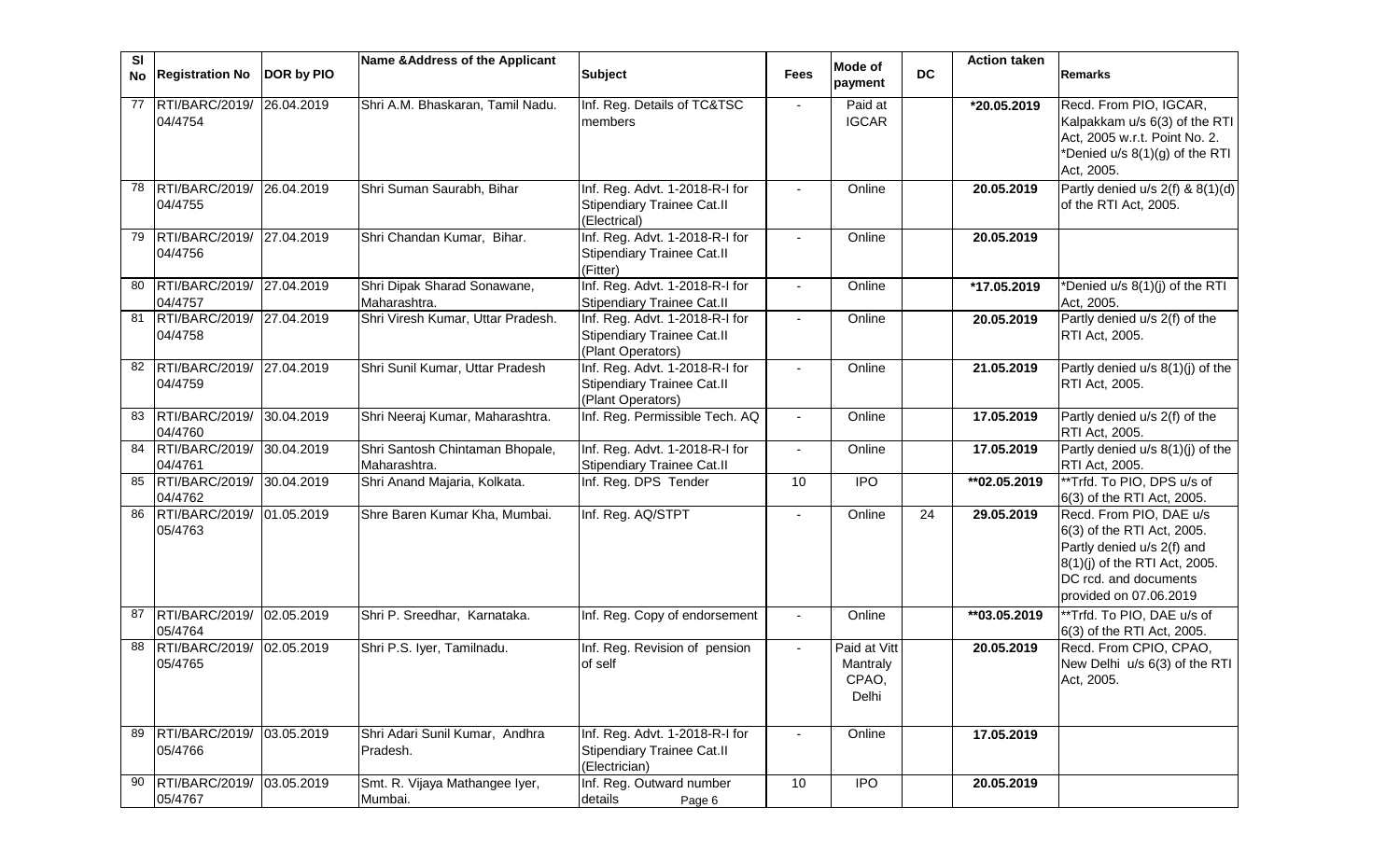| Sl No | Registration No | DOR by PIO | Name &Address of the Applicant | Subject | Fees | Mode of payment | DC | Action taken | Remarks |
|---|---|---|---|---|---|---|---|---|---|
| 77 | RTI/BARC/2019/ 04/4754 | 26.04.2019 | Shri A.M. Bhaskaran, Tamil Nadu. | Inf. Reg. Details of TC&TSC members | - | Paid at IGCAR | | *20.05.2019 | Recd. From PIO, IGCAR, Kalpakkam u/s 6(3) of the RTI Act, 2005 w.r.t. Point No. 2. *Denied u/s 8(1)(g) of the RTI Act, 2005. |
| 78 | RTI/BARC/2019/ 04/4755 | 26.04.2019 | Shri Suman Saurabh, Bihar | Inf. Reg. Advt. 1-2018-R-I for Stipendiary Trainee Cat.II (Electrical) | - | Online | | 20.05.2019 | Partly denied u/s 2(f) & 8(1)(d) of the RTI Act, 2005. |
| 79 | RTI/BARC/2019/ 04/4756 | 27.04.2019 | Shri Chandan Kumar, Bihar. | Inf. Reg. Advt. 1-2018-R-I for Stipendiary Trainee Cat.II (Fitter) | - | Online | | 20.05.2019 | |
| 80 | RTI/BARC/2019/ 04/4757 | 27.04.2019 | Shri Dipak Sharad Sonawane, Maharashtra. | Inf. Reg. Advt. 1-2018-R-I for Stipendiary Trainee Cat.II | - | Online | | *17.05.2019 | *Denied u/s 8(1)(j) of the RTI Act, 2005. |
| 81 | RTI/BARC/2019/ 04/4758 | 27.04.2019 | Shri Viresh Kumar, Uttar Pradesh. | Inf. Reg. Advt. 1-2018-R-I for Stipendiary Trainee Cat.II (Plant Operators) | - | Online | | 20.05.2019 | Partly denied u/s 2(f) of the RTI Act, 2005. |
| 82 | RTI/BARC/2019/ 04/4759 | 27.04.2019 | Shri Sunil Kumar, Uttar Pradesh | Inf. Reg. Advt. 1-2018-R-I for Stipendiary Trainee Cat.II (Plant Operators) | - | Online | | 21.05.2019 | Partly denied u/s 8(1)(j) of the RTI Act, 2005. |
| 83 | RTI/BARC/2019/ 04/4760 | 30.04.2019 | Shri Neeraj Kumar, Maharashtra. | Inf. Reg. Permissible Tech. AQ | - | Online | | 17.05.2019 | Partly denied u/s 2(f) of the RTI Act, 2005. |
| 84 | RTI/BARC/2019/ 04/4761 | 30.04.2019 | Shri Santosh Chintaman Bhopale, Maharashtra. | Inf. Reg. Advt. 1-2018-R-I for Stipendiary Trainee Cat.II | - | Online | | 17.05.2019 | Partly denied u/s 8(1)(j) of the RTI Act, 2005. |
| 85 | RTI/BARC/2019/ 04/4762 | 30.04.2019 | Shri Anand Majaria, Kolkata. | Inf. Reg. DPS Tender | 10 | IPO | | **02.05.2019 | **Trfd. To PIO, DPS u/s of 6(3) of the RTI Act, 2005. |
| 86 | RTI/BARC/2019/ 05/4763 | 01.05.2019 | Shre Baren Kumar Kha, Mumbai. | Inf. Reg. AQ/STPT | - | Online | 24 | 29.05.2019 | Recd. From PIO, DAE u/s 6(3) of the RTI Act, 2005. Partly denied u/s 2(f) and 8(1)(j) of the RTI Act, 2005. DC rcd. and documents provided on 07.06.2019 |
| 87 | RTI/BARC/2019/ 05/4764 | 02.05.2019 | Shri P. Sreedhar, Karnataka. | Inf. Reg. Copy of endorsement | - | Online | | **03.05.2019 | **Trfd. To PIO, DAE u/s of 6(3) of the RTI Act, 2005. |
| 88 | RTI/BARC/2019/ 05/4765 | 02.05.2019 | Shri P.S. Iyer, Tamilnadu. | Inf. Reg. Revision of pension of self | - | Paid at Vitt Mantraly CPAO, Delhi | | 20.05.2019 | Recd. From CPIO, CPAO, New Delhi u/s 6(3) of the RTI Act, 2005. |
| 89 | RTI/BARC/2019/ 05/4766 | 03.05.2019 | Shri Adari Sunil Kumar, Andhra Pradesh. | Inf. Reg. Advt. 1-2018-R-I for Stipendiary Trainee Cat.II (Electrician) | - | Online | | 17.05.2019 | |
| 90 | RTI/BARC/2019/ 05/4767 | 03.05.2019 | Smt. R. Vijaya Mathangee Iyer, Mumbai. | Inf. Reg. Outward number details | 10 | IPO | | 20.05.2019 | |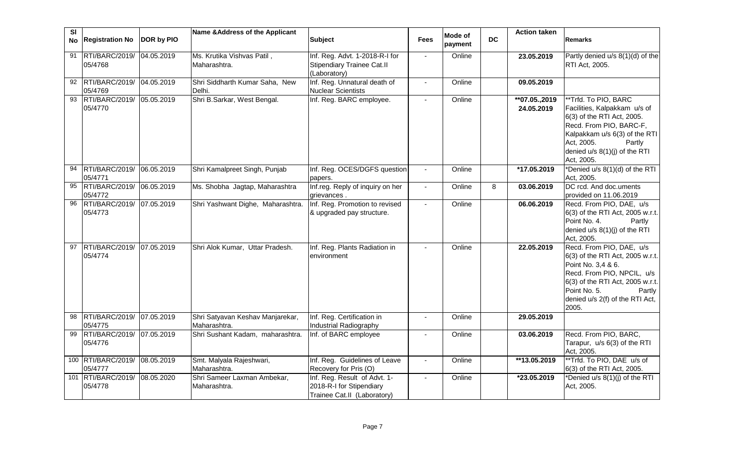| Sl No | Registration No | DOR by PIO | Name &Address of the Applicant | Subject | Fees | Mode of payment | DC | Action taken | Remarks |
|---|---|---|---|---|---|---|---|---|---|
| 91 | RTI/BARC/2019/ 05/4768 | 04.05.2019 | Ms. Krutika Vishvas Patil , Maharashtra. | Inf. Reg. Advt. 1-2018-R-I for Stipendiary Trainee Cat.II (Laboratory) | - | Online | | 23.05.2019 | Partly denied u/s 8(1)(d) of the RTI Act, 2005. |
| 92 | RTI/BARC/2019/ 05/4769 | 04.05.2019 | Shri Siddharth Kumar Saha, New Delhi. | Inf. Reg. Unnatural death of Nuclear Scientists | - | Online | | 09.05.2019 | |
| 93 | RTI/BARC/2019/ 05/4770 | 05.05.2019 | Shri B.Sarkar, West Bengal. | Inf. Reg. BARC employee. | - | Online | | **07.05.,2019 24.05.2019 | **Trfd. To PIO, BARC Facilities, Kalpakkam u/s of 6(3) of the RTI Act, 2005. Recd. From PIO, BARC-F, Kalpakkam u/s 6(3) of the RTI Act, 2005. Partly denied u/s 8(1)(j) of the RTI Act, 2005. |
| 94 | RTI/BARC/2019/ 05/4771 | 06.05.2019 | Shri Kamalpreet Singh, Punjab | Inf. Reg. OCES/DGFS question papers. | - | Online | | *17.05.2019 | *Denied u/s 8(1)(d) of the RTI Act, 2005. |
| 95 | RTI/BARC/2019/ 05/4772 | 06.05.2019 | Ms. Shobha Jagtap, Maharashtra | Inf.reg. Reply of inquiry on her grievances . | - | Online | 8 | 03.06.2019 | DC rcd. And doc.uments provided on 11.06.2019 |
| 96 | RTI/BARC/2019/ 05/4773 | 07.05.2019 | Shri Yashwant Dighe, Maharashtra. | Inf. Reg. Promotion to revised & upgraded pay structure. | - | Online | | 06.06.2019 | Recd. From PIO, DAE, u/s 6(3) of the RTI Act, 2005 w.r.t. Point No. 4. Partly denied u/s 8(1)(j) of the RTI Act, 2005. |
| 97 | RTI/BARC/2019/ 05/4774 | 07.05.2019 | Shri Alok Kumar, Uttar Pradesh. | Inf. Reg. Plants Radiation in environment | - | Online | | 22.05.2019 | Recd. From PIO, DAE, u/s 6(3) of the RTI Act, 2005 w.r.t. Point No. 3,4 & 6. Recd. From PIO, NPCIL, u/s 6(3) of the RTI Act, 2005 w.r.t. Point No. 5. Partly denied u/s 2(f) of the RTI Act, 2005. |
| 98 | RTI/BARC/2019/ 05/4775 | 07.05.2019 | Shri Satyavan Keshav Manjarekar, Maharashtra. | Inf. Reg. Certification in Industrial Radiography | - | Online | | 29.05.2019 | |
| 99 | RTI/BARC/2019/ 05/4776 | 07.05.2019 | Shri Sushant Kadam, maharashtra. | Inf. of BARC employee | - | Online | | 03.06.2019 | Recd. From PIO, BARC, Tarapur, u/s 6(3) of the RTI Act, 2005. |
| 100 | RTI/BARC/2019/ 05/4777 | 08.05.2019 | Smt. Malyala Rajeshwari, Maharashtra. | Inf. Reg. Guidelines of Leave Recovery for Pris (O) | - | Online | | **13.05.2019 | **Trfd. To PIO, DAE u/s of 6(3) of the RTI Act, 2005. |
| 101 | RTI/BARC/2019/ 05/4778 | 08.05.2020 | Shri Sameer Laxman Ambekar, Maharashtra. | Inf. Reg. Result of Advt. 1-2018-R-I for Stipendiary Trainee Cat.II (Laboratory) | - | Online | | *23.05.2019 | *Denied u/s 8(1)(j) of the RTI Act, 2005. |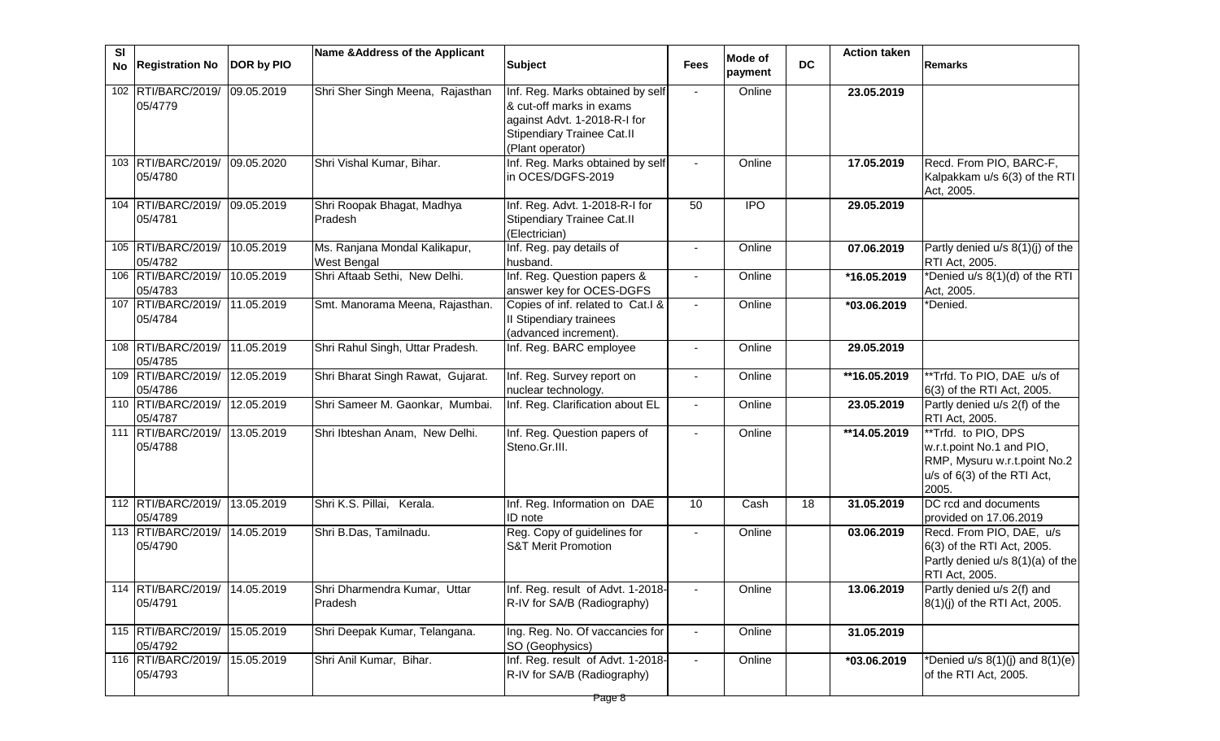| Sl No | Registration No | DOR by PIO | Name &Address of the Applicant | Subject | Fees | Mode of payment | DC | Action taken | Remarks |
|---|---|---|---|---|---|---|---|---|---|
| 102 | RTI/BARC/2019/ 05/4779 | 09.05.2019 | Shri Sher Singh Meena, Rajasthan | Inf. Reg. Marks obtained by self & cut-off marks in exams against Advt. 1-2018-R-I for Stipendiary Trainee Cat.II (Plant operator) | - | Online | | **23.05.2019** | |
| 103 | RTI/BARC/2019/ 05/4780 | 09.05.2020 | Shri Vishal Kumar, Bihar. | Inf. Reg. Marks obtained by self in OCES/DGFS-2019 | - | Online | | **17.05.2019** | Recd. From PIO, BARC-F, Kalpakkam u/s 6(3) of the RTI Act, 2005. |
| 104 | RTI/BARC/2019/ 05/4781 | 09.05.2019 | Shri Roopak Bhagat, Madhya Pradesh | Inf. Reg. Advt. 1-2018-R-I for Stipendiary Trainee Cat.II (Electrician) | 50 | IPO | | **29.05.2019** | |
| 105 | RTI/BARC/2019/ 05/4782 | 10.05.2019 | Ms. Ranjana Mondal Kalikapur, West Bengal | Inf. Reg. pay details of husband. | - | Online | | **07.06.2019** | Partly denied u/s 8(1)(j) of the RTI Act, 2005. |
| 106 | RTI/BARC/2019/ 05/4783 | 10.05.2019 | Shri Aftaab Sethi, New Delhi. | Inf. Reg. Question papers & answer key for OCES-DGFS | - | Online | | **\*16.05.2019** | *Denied u/s 8(1)(d) of the RTI Act, 2005. |
| 107 | RTI/BARC/2019/ 05/4784 | 11.05.2019 | Smt. Manorama Meena, Rajasthan. | Copies of inf. related to Cat.I & II Stipendiary trainees (advanced increment). | - | Online | | **\*03.06.2019** | *Denied. |
| 108 | RTI/BARC/2019/ 05/4785 | 11.05.2019 | Shri Rahul Singh, Uttar Pradesh. | Inf. Reg. BARC employee | - | Online | | **29.05.2019** | |
| 109 | RTI/BARC/2019/ 05/4786 | 12.05.2019 | Shri Bharat Singh Rawat, Gujarat. | Inf. Reg. Survey report on nuclear technology. | - | Online | | **\*\*16.05.2019** | **Trfd. To PIO, DAE u/s of 6(3) of the RTI Act, 2005. |
| 110 | RTI/BARC/2019/ 05/4787 | 12.05.2019 | Shri Sameer M. Gaonkar, Mumbai. | Inf. Reg. Clarification about EL | - | Online | | **23.05.2019** | Partly denied u/s 2(f) of the RTI Act, 2005. |
| 111 | RTI/BARC/2019/ 05/4788 | 13.05.2019 | Shri Ibteshan Anam, New Delhi. | Inf. Reg. Question papers of Steno.Gr.III. | - | Online | | **\*\*14.05.2019** | **Trfd. to PIO, DPS w.r.t.point No.1 and PIO, RMP, Mysuru w.r.t.point No.2 u/s of 6(3) of the RTI Act, 2005. |
| 112 | RTI/BARC/2019/ 05/4789 | 13.05.2019 | Shri K.S. Pillai, Kerala. | Inf. Reg. Information on DAE ID note | 10 | Cash | 18 | **31.05.2019** | DC rcd and documents provided on 17.06.2019 |
| 113 | RTI/BARC/2019/ 05/4790 | 14.05.2019 | Shri B.Das, Tamilnadu. | Reg. Copy of guidelines for S&T Merit Promotion | - | Online | | **03.06.2019** | Recd. From PIO, DAE, u/s 6(3) of the RTI Act, 2005. Partly denied u/s 8(1)(a) of the RTI Act, 2005. |
| 114 | RTI/BARC/2019/ 05/4791 | 14.05.2019 | Shri Dharmendra Kumar, Uttar Pradesh | Inf. Reg. result of Advt. 1-2018-R-IV for SA/B (Radiography) | - | Online | | **13.06.2019** | Partly denied u/s 2(f) and 8(1)(j) of the RTI Act, 2005. |
| 115 | RTI/BARC/2019/ 05/4792 | 15.05.2019 | Shri Deepak Kumar, Telangana. | Ing. Reg. No. Of vaccancies for SO (Geophysics) | - | Online | | **31.05.2019** | |
| 116 | RTI/BARC/2019/ 05/4793 | 15.05.2019 | Shri Anil Kumar, Bihar. | Inf. Reg. result of Advt. 1-2018-R-IV for SA/B (Radiography) | - | Online | | **\*03.06.2019** | *Denied u/s 8(1)(j) and 8(1)(e) of the RTI Act, 2005. |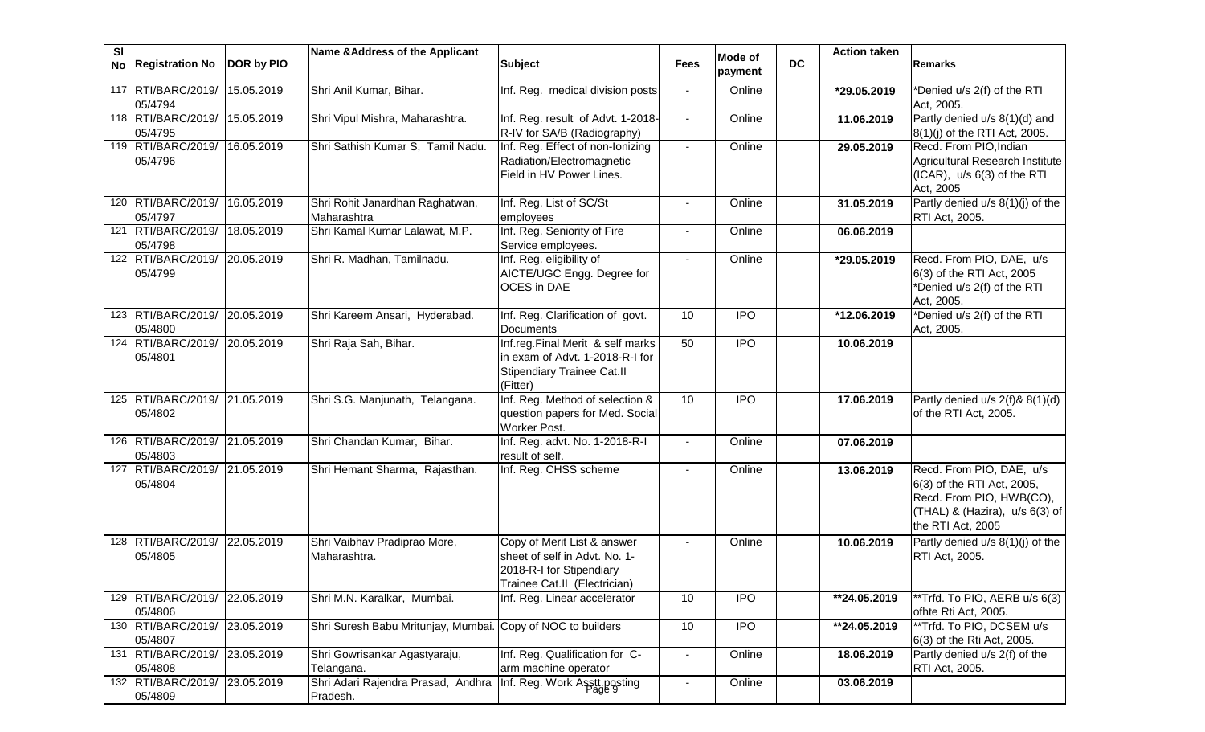| Sl No | Registration No | DOR by PIO | Name &Address of the Applicant | Subject | Fees | Mode of payment | DC | Action taken | Remarks |
|---|---|---|---|---|---|---|---|---|---|
| 117 | RTI/BARC/2019/ 05/4794 | 15.05.2019 | Shri Anil Kumar, Bihar. | Inf. Reg. medical division posts | - | Online | | *29.05.2019 | *Denied u/s 2(f) of the RTI Act, 2005. |
| 118 | RTI/BARC/2019/ 05/4795 | 15.05.2019 | Shri Vipul Mishra, Maharashtra. | Inf. Reg. result of Advt. 1-2018-R-IV for SA/B (Radiography) | - | Online | | 11.06.2019 | Partly denied u/s 8(1)(d) and 8(1)(j) of the RTI Act, 2005. |
| 119 | RTI/BARC/2019/ 05/4796 | 16.05.2019 | Shri Sathish Kumar S, Tamil Nadu. | Inf. Reg. Effect of non-Ionizing Radiation/Electromagnetic Field in HV Power Lines. | - | Online | | 29.05.2019 | Recd. From PIO,Indian Agricultural Research Institute (ICAR), u/s 6(3) of the RTI Act, 2005 |
| 120 | RTI/BARC/2019/ 05/4797 | 16.05.2019 | Shri Rohit Janardhan Raghatwan, Maharashtra | Inf. Reg. List of SC/St employees | - | Online | | 31.05.2019 | Partly denied u/s 8(1)(j) of the RTI Act, 2005. |
| 121 | RTI/BARC/2019/ 05/4798 | 18.05.2019 | Shri Kamal Kumar Lalawat, M.P. | Inf. Reg. Seniority of Fire Service employees. | - | Online | | 06.06.2019 | |
| 122 | RTI/BARC/2019/ 05/4799 | 20.05.2019 | Shri R. Madhan, Tamilnadu. | Inf. Reg. eligibility of AICTE/UGC Engg. Degree for OCES in DAE | - | Online | | *29.05.2019 | Recd. From PIO, DAE, u/s 6(3) of the RTI Act, 2005 *Denied u/s 2(f) of the RTI Act, 2005. |
| 123 | RTI/BARC/2019/ 05/4800 | 20.05.2019 | Shri Kareem Ansari, Hyderabad. | Inf. Reg. Clarification of govt. Documents | 10 | IPO | | *12.06.2019 | *Denied u/s 2(f) of the RTI Act, 2005. |
| 124 | RTI/BARC/2019/ 05/4801 | 20.05.2019 | Shri Raja Sah, Bihar. | Inf.reg.Final Merit & self marks in exam of Advt. 1-2018-R-I for Stipendiary Trainee Cat.II (Fitter) | 50 | IPO | | 10.06.2019 | |
| 125 | RTI/BARC/2019/ 05/4802 | 21.05.2019 | Shri S.G. Manjunath, Telangana. | Inf. Reg. Method of selection & question papers for Med. Social Worker Post. | 10 | IPO | | 17.06.2019 | Partly denied u/s 2(f)& 8(1)(d) of the RTI Act, 2005. |
| 126 | RTI/BARC/2019/ 05/4803 | 21.05.2019 | Shri Chandan Kumar, Bihar. | Inf. Reg. advt. No. 1-2018-R-I result of self. | - | Online | | 07.06.2019 | |
| 127 | RTI/BARC/2019/ 05/4804 | 21.05.2019 | Shri Hemant Sharma, Rajasthan. | Inf. Reg. CHSS scheme | - | Online | | 13.06.2019 | Recd. From PIO, DAE, u/s 6(3) of the RTI Act, 2005, Recd. From PIO, HWB(CO), (THAL) & (Hazira), u/s 6(3) of the RTI Act, 2005 |
| 128 | RTI/BARC/2019/ 05/4805 | 22.05.2019 | Shri Vaibhav Pradiprao More, Maharashtra. | Copy of Merit List & answer sheet of self in Advt. No. 1-2018-R-I for Stipendiary Trainee Cat.II (Electrician) | - | Online | | 10.06.2019 | Partly denied u/s 8(1)(j) of the RTI Act, 2005. |
| 129 | RTI/BARC/2019/ 05/4806 | 22.05.2019 | Shri M.N. Karalkar, Mumbai. | Inf. Reg. Linear accelerator | 10 | IPO | | **24.05.2019 | **Trfd. To PIO, AERB u/s 6(3) ofhte Rti Act, 2005. |
| 130 | RTI/BARC/2019/ 05/4807 | 23.05.2019 | Shri Suresh Babu Mritunjay, Mumbai. | Copy of NOC to builders | 10 | IPO | | **24.05.2019 | **Trfd. To PIO, DCSEM u/s 6(3) of the Rti Act, 2005. |
| 131 | RTI/BARC/2019/ 05/4808 | 23.05.2019 | Shri Gowrisankar Agastyaraju, Telangana. | Inf. Reg. Qualification for C-arm machine operator | - | Online | | 18.06.2019 | Partly denied u/s 2(f) of the RTI Act, 2005. |
| 132 | RTI/BARC/2019/ 05/4809 | 23.05.2019 | Shri Adari Rajendra Prasad, Andhra Pradesh. | Inf. Reg. Work Asstt.posting | - | Online | | 03.06.2019 | |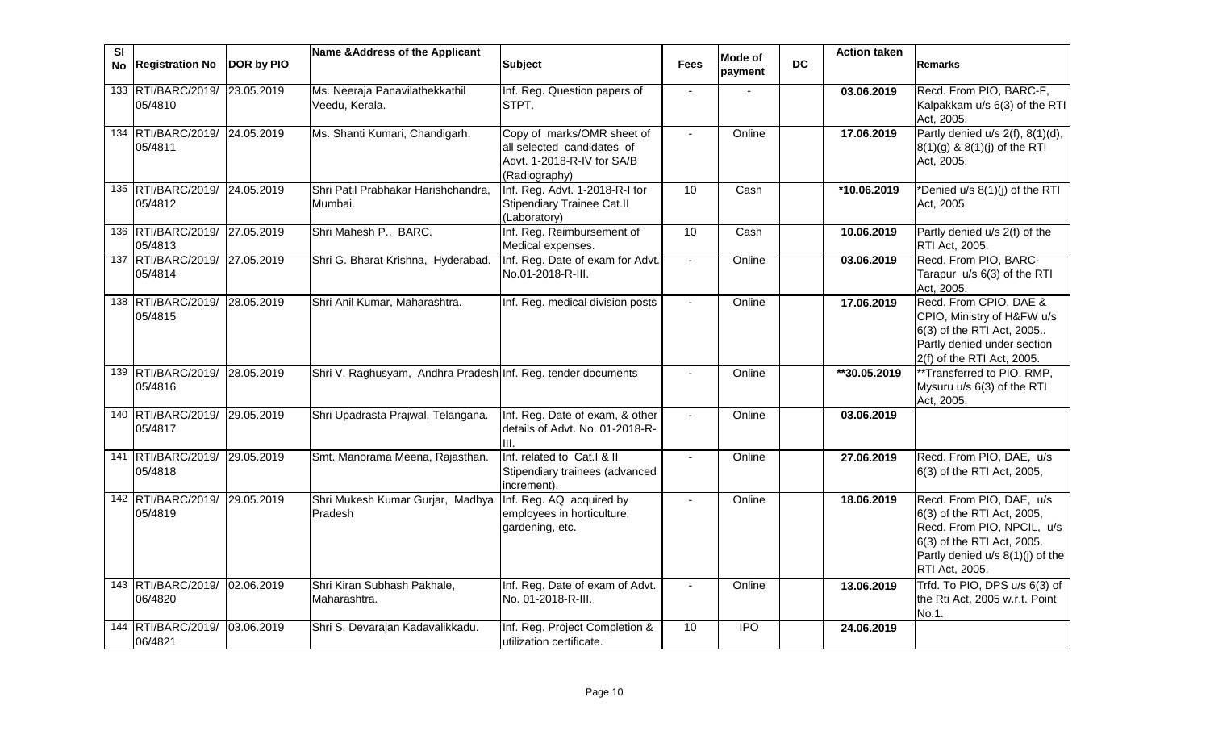| Sl No | Registration No | DOR by PIO | Name &Address of the Applicant | Subject | Fees | Mode of payment | DC | Action taken | Remarks |
|---|---|---|---|---|---|---|---|---|---|
| 133 | RTI/BARC/2019/ 05/4810 | 23.05.2019 | Ms. Neeraja Panavilathekkathil Veedu, Kerala. | Inf. Reg. Question papers of STPT. | - | - | | 03.06.2019 | Recd. From PIO, BARC-F, Kalpakkam u/s 6(3) of the RTI Act, 2005. |
| 134 | RTI/BARC/2019/ 05/4811 | 24.05.2019 | Ms. Shanti Kumari, Chandigarh. | Copy of marks/OMR sheet of all selected candidates of Advt. 1-2018-R-IV for SA/B (Radiography) | - | Online | | 17.06.2019 | Partly denied u/s 2(f), 8(1)(d), 8(1)(g) & 8(1)(j) of the RTI Act, 2005. |
| 135 | RTI/BARC/2019/ 05/4812 | 24.05.2019 | Shri Patil Prabhakar Harishchandra, Mumbai. | Inf. Reg. Advt. 1-2018-R-I for Stipendiary Trainee Cat.II (Laboratory) | 10 | Cash | | *10.06.2019 | *Denied u/s 8(1)(j) of the RTI Act, 2005. |
| 136 | RTI/BARC/2019/ 05/4813 | 27.05.2019 | Shri Mahesh P., BARC. | Inf. Reg. Reimbursement of Medical expenses. | 10 | Cash | | 10.06.2019 | Partly denied u/s 2(f) of the RTI Act, 2005. |
| 137 | RTI/BARC/2019/ 05/4814 | 27.05.2019 | Shri G. Bharat Krishna, Hyderabad. | Inf. Reg. Date of exam for Advt. No.01-2018-R-III. | - | Online | | 03.06.2019 | Recd. From PIO, BARC-Tarapur u/s 6(3) of the RTI Act, 2005. |
| 138 | RTI/BARC/2019/ 05/4815 | 28.05.2019 | Shri Anil Kumar, Maharashtra. | Inf. Reg. medical division posts | - | Online | | 17.06.2019 | Recd. From CPIO, DAE & CPIO, Ministry of H&FW u/s 6(3) of the RTI Act, 2005.. Partly denied under section 2(f) of the RTI Act, 2005. |
| 139 | RTI/BARC/2019/ 05/4816 | 28.05.2019 | Shri V. Raghusyam, Andhra Pradesh | Inf. Reg. tender documents | - | Online | | **30.05.2019 | **Transferred to PIO, RMP, Mysuru u/s 6(3) of the RTI Act, 2005. |
| 140 | RTI/BARC/2019/ 05/4817 | 29.05.2019 | Shri Upadrasta Prajwal, Telangana. | Inf. Reg. Date of exam, & other details of Advt. No. 01-2018-R-III. | - | Online | | 03.06.2019 | |
| 141 | RTI/BARC/2019/ 05/4818 | 29.05.2019 | Smt. Manorama Meena, Rajasthan. | Inf. related to Cat.I & II Stipendiary trainees (advanced increment). | - | Online | | 27.06.2019 | Recd. From PIO, DAE, u/s 6(3) of the RTI Act, 2005, |
| 142 | RTI/BARC/2019/ 05/4819 | 29.05.2019 | Shri Mukesh Kumar Gurjar, Madhya Pradesh | Inf. Reg. AQ acquired by employees in horticulture, gardening, etc. | - | Online | | 18.06.2019 | Recd. From PIO, DAE, u/s 6(3) of the RTI Act, 2005, Recd. From PIO, NPCIL, u/s 6(3) of the RTI Act, 2005. Partly denied u/s 8(1)(j) of the RTI Act, 2005. |
| 143 | RTI/BARC/2019/ 06/4820 | 02.06.2019 | Shri Kiran Subhash Pakhale, Maharashtra. | Inf. Reg. Date of exam of Advt. No. 01-2018-R-III. | - | Online | | 13.06.2019 | Trfd. To PIO, DPS u/s 6(3) of the Rti Act, 2005 w.r.t. Point No.1. |
| 144 | RTI/BARC/2019/ 06/4821 | 03.06.2019 | Shri S. Devarajan Kadavalikkadu. | Inf. Reg. Project Completion & utilization certificate. | 10 | IPO | | 24.06.2019 | |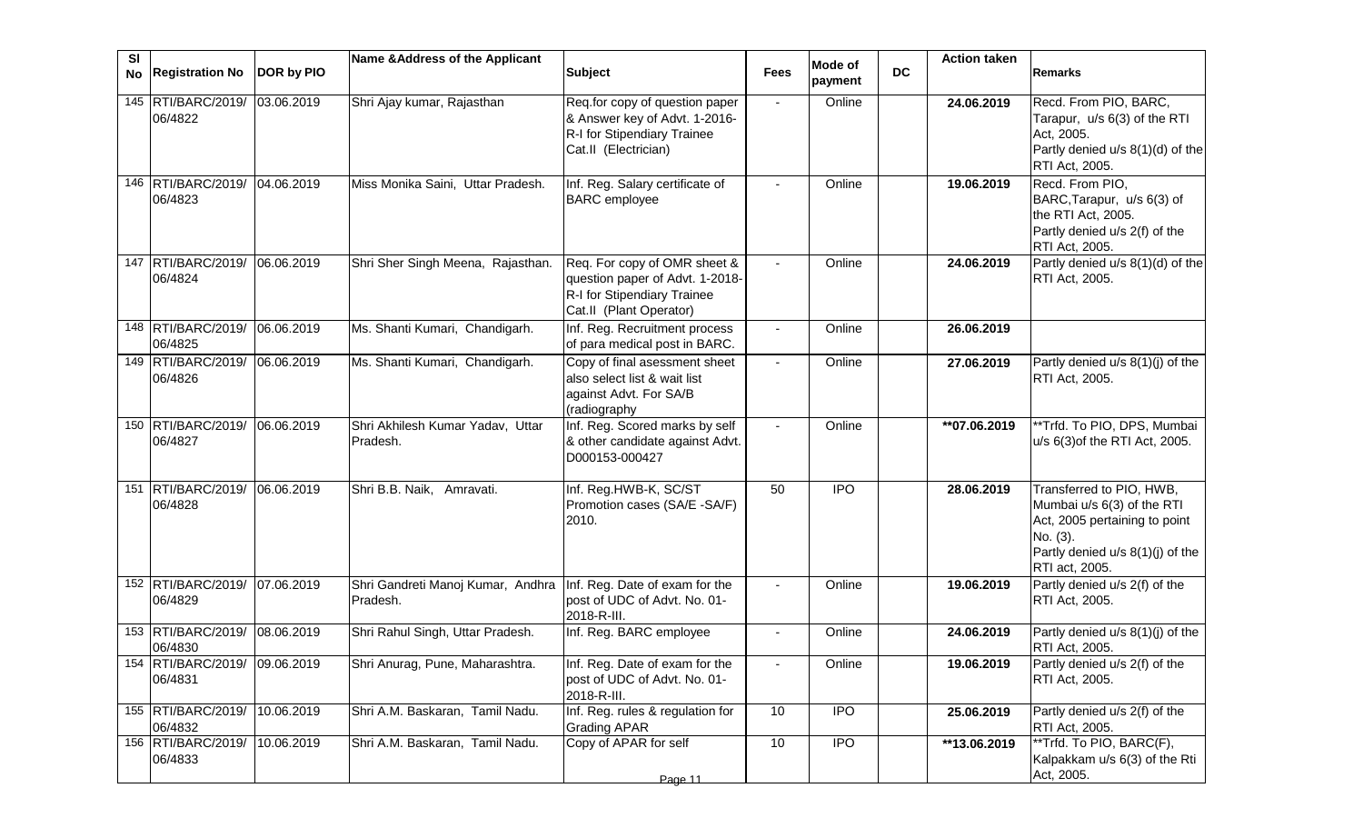| Sl No | Registration No | DOR by PIO | Name &Address of the Applicant | Subject | Fees | Mode of payment | DC | Action taken | Remarks |
|---|---|---|---|---|---|---|---|---|---|
| 145 | RTI/BARC/2019/ 06/4822 | 03.06.2019 | Shri Ajay kumar, Rajasthan | Req.for copy of question paper & Answer key of Advt. 1-2016-R-I for Stipendiary Trainee Cat.II (Electrician) | - | Online | | 24.06.2019 | Recd. From PIO, BARC, Tarapur, u/s 6(3) of the RTI Act, 2005. Partly denied u/s 8(1)(d) of the RTI Act, 2005. |
| 146 | RTI/BARC/2019/ 06/4823 | 04.06.2019 | Miss Monika Saini, Uttar Pradesh. | Inf. Reg. Salary certificate of BARC employee | - | Online | | 19.06.2019 | Recd. From PIO, BARC,Tarapur, u/s 6(3) of the RTI Act, 2005. Partly denied u/s 2(f) of the RTI Act, 2005. |
| 147 | RTI/BARC/2019/ 06/4824 | 06.06.2019 | Shri Sher Singh Meena, Rajasthan. | Req. For copy of OMR sheet & question paper of Advt. 1-2018-R-I for Stipendiary Trainee Cat.II (Plant Operator) | - | Online | | 24.06.2019 | Partly denied u/s 8(1)(d) of the RTI Act, 2005. |
| 148 | RTI/BARC/2019/ 06/4825 | 06.06.2019 | Ms. Shanti Kumari, Chandigarh. | Inf. Reg. Recruitment process of para medical post in BARC. | - | Online | | 26.06.2019 | |
| 149 | RTI/BARC/2019/ 06/4826 | 06.06.2019 | Ms. Shanti Kumari, Chandigarh. | Copy of final asessment sheet also select list & wait list against Advt. For SA/B (radiography | - | Online | | 27.06.2019 | Partly denied u/s 8(1)(j) of the RTI Act, 2005. |
| 150 | RTI/BARC/2019/ 06/4827 | 06.06.2019 | Shri Akhilesh Kumar Yadav, Uttar Pradesh. | Inf. Reg. Scored marks by self & other candidate against Advt. D000153-000427 | - | Online | | **07.06.2019 | **Trfd. To PIO, DPS, Mumbai u/s 6(3)of the RTI Act, 2005. |
| 151 | RTI/BARC/2019/ 06/4828 | 06.06.2019 | Shri B.B. Naik, Amravati. | Inf. Reg.HWB-K, SC/ST Promotion cases (SA/E -SA/F) 2010. | 50 | IPO | | 28.06.2019 | Transferred to PIO, HWB, Mumbai u/s 6(3) of the RTI Act, 2005 pertaining to point No. (3). Partly denied u/s 8(1)(j) of the RTI act, 2005. |
| 152 | RTI/BARC/2019/ 06/4829 | 07.06.2019 | Shri Gandreti Manoj Kumar, Andhra Pradesh. | Inf. Reg. Date of exam for the post of UDC of Advt. No. 01-2018-R-III. | - | Online | | 19.06.2019 | Partly denied u/s 2(f) of the RTI Act, 2005. |
| 153 | RTI/BARC/2019/ 06/4830 | 08.06.2019 | Shri Rahul Singh, Uttar Pradesh. | Inf. Reg. BARC employee | - | Online | | 24.06.2019 | Partly denied u/s 8(1)(j) of the RTI Act, 2005. |
| 154 | RTI/BARC/2019/ 06/4831 | 09.06.2019 | Shri Anurag, Pune, Maharashtra. | Inf. Reg. Date of exam for the post of UDC of Advt. No. 01-2018-R-III. | - | Online | | 19.06.2019 | Partly denied u/s 2(f) of the RTI Act, 2005. |
| 155 | RTI/BARC/2019/ 06/4832 | 10.06.2019 | Shri A.M. Baskaran, Tamil Nadu. | Inf. Reg. rules & regulation for Grading APAR | 10 | IPO | | 25.06.2019 | Partly denied u/s 2(f) of the RTI Act, 2005. |
| 156 | RTI/BARC/2019/ 06/4833 | 10.06.2019 | Shri A.M. Baskaran, Tamil Nadu. | Copy of APAR for self | 10 | IPO | | **13.06.2019 | **Trfd. To PIO, BARC(F), Kalpakkam u/s 6(3) of the Rti Act, 2005. |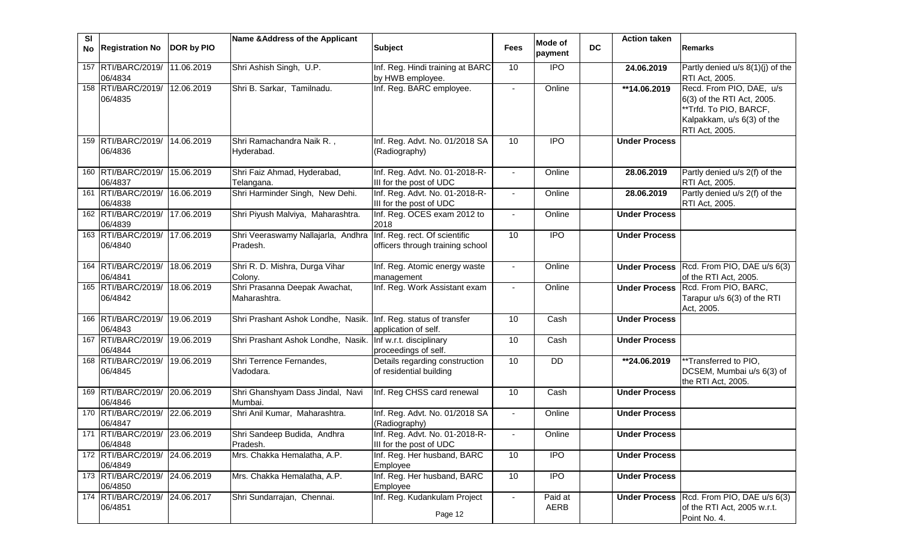| Sl No | Registration No | DOR by PIO | Name &Address of the Applicant | Subject | Fees | Mode of payment | DC | Action taken | Remarks |
|---|---|---|---|---|---|---|---|---|---|
| 157 | RTI/BARC/2019/ 06/4834 | 11.06.2019 | Shri Ashish Singh, U.P. | Inf. Reg. Hindi training at BARC by HWB employee. | 10 | IPO | | **24.06.2019** | Partly denied u/s 8(1)(j) of the RTI Act, 2005. |
| 158 | RTI/BARC/2019/ 06/4835 | 12.06.2019 | Shri B. Sarkar, Tamilnadu. | Inf. Reg. BARC employee. | - | Online | | **\*\*14.06.2019** | Recd. From PIO, DAE, u/s 6(3) of the RTI Act, 2005. \*\*Trfd. To PIO, BARCF, Kalpakkam, u/s 6(3) of the RTI Act, 2005. |
| 159 | RTI/BARC/2019/ 06/4836 | 14.06.2019 | Shri Ramachandra Naik R. , Hyderabad. | Inf. Reg. Advt. No. 01/2018 SA (Radiography) | 10 | IPO | | **Under Process** | |
| 160 | RTI/BARC/2019/ 06/4837 | 15.06.2019 | Shri Faiz Ahmad, Hyderabad, Telangana. | Inf. Reg. Advt. No. 01-2018-R-III for the post of UDC | - | Online | | **28.06.2019** | Partly denied u/s 2(f) of the RTI Act, 2005. |
| 161 | RTI/BARC/2019/ 06/4838 | 16.06.2019 | Shri Harminder Singh, New Dehi. | Inf. Reg. Advt. No. 01-2018-R-III for the post of UDC | - | Online | | **28.06.2019** | Partly denied u/s 2(f) of the RTI Act, 2005. |
| 162 | RTI/BARC/2019/ 06/4839 | 17.06.2019 | Shri Piyush Malviya, Maharashtra. | Inf. Reg. OCES exam 2012 to 2018 | - | Online | | **Under Process** | |
| 163 | RTI/BARC/2019/ 06/4840 | 17.06.2019 | Shri Veeraswamy Nallajarla, Andhra Pradesh. | Inf. Reg. rect. Of scientific officers through training school | 10 | IPO | | **Under Process** | |
| 164 | RTI/BARC/2019/ 06/4841 | 18.06.2019 | Shri R. D. Mishra, Durga Vihar Colony. | Inf. Reg. Atomic energy waste management | - | Online | | **Under Process** | Rcd. From PIO, DAE u/s 6(3) of the RTI Act, 2005. |
| 165 | RTI/BARC/2019/ 06/4842 | 18.06.2019 | Shri Prasanna Deepak Awachat, Maharashtra. | Inf. Reg. Work Assistant exam | - | Online | | **Under Process** | Rcd. From PIO, BARC, Tarapur u/s 6(3) of the RTI Act, 2005. |
| 166 | RTI/BARC/2019/ 06/4843 | 19.06.2019 | Shri Prashant Ashok Londhe, Nasik. | Inf. Reg. status of transfer application of self. | 10 | Cash | | **Under Process** | |
| 167 | RTI/BARC/2019/ 06/4844 | 19.06.2019 | Shri Prashant Ashok Londhe, Nasik. | Inf w.r.t. disciplinary proceedings of self. | 10 | Cash | | **Under Process** | |
| 168 | RTI/BARC/2019/ 06/4845 | 19.06.2019 | Shri Terrence Fernandes, Vadodara. | Details regarding construction of residential building | 10 | DD | | **\*\*24.06.2019** | \*\*Transferred to PIO, DCSEM, Mumbai u/s 6(3) of the RTI Act, 2005. |
| 169 | RTI/BARC/2019/ 06/4846 | 20.06.2019 | Shri Ghanshyam Dass Jindal, Navi Mumbai. | Inf. Reg CHSS card renewal | 10 | Cash | | **Under Process** | |
| 170 | RTI/BARC/2019/ 06/4847 | 22.06.2019 | Shri Anil Kumar, Maharashtra. | Inf. Reg. Advt. No. 01/2018 SA (Radiography) | - | Online | | **Under Process** | |
| 171 | RTI/BARC/2019/ 06/4848 | 23.06.2019 | Shri Sandeep Budida, Andhra Pradesh. | Inf. Reg. Advt. No. 01-2018-R-III for the post of UDC | - | Online | | **Under Process** | |
| 172 | RTI/BARC/2019/ 06/4849 | 24.06.2019 | Mrs. Chakka Hemalatha, A.P. | Inf. Reg. Her husband, BARC Employee | 10 | IPO | | **Under Process** | |
| 173 | RTI/BARC/2019/ 06/4850 | 24.06.2019 | Mrs. Chakka Hemalatha, A.P. | Inf. Reg. Her husband, BARC Employee | 10 | IPO | | **Under Process** | |
| 174 | RTI/BARC/2019/ 06/4851 | 24.06.2017 | Shri Sundarrajan, Chennai. | Inf. Reg. Kudankulam Project | - | Paid at AERB | | **Under Process** | Rcd. From PIO, DAE u/s 6(3) of the RTI Act, 2005 w.r.t. Point No. 4. |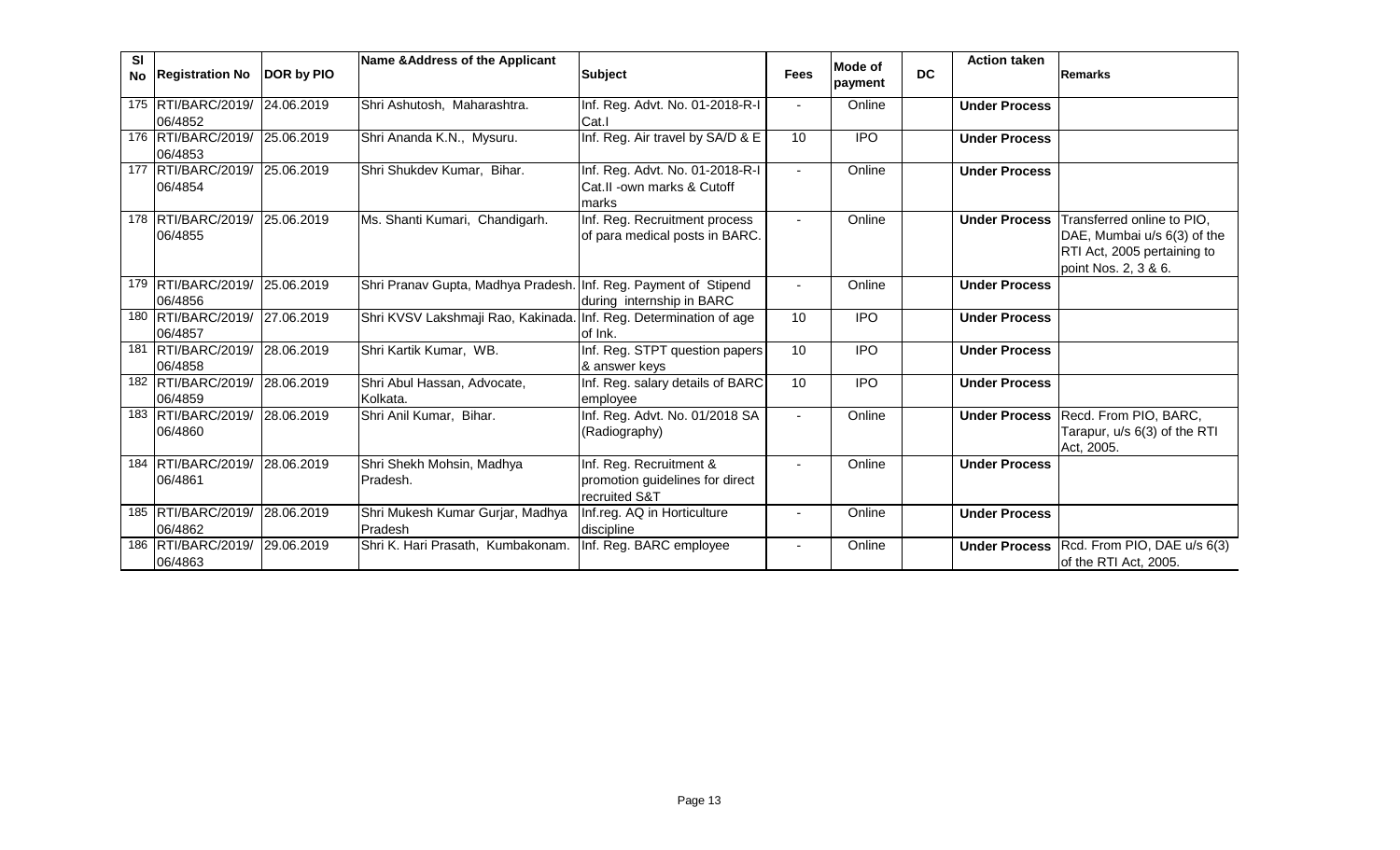| Sl No | Registration No | DOR by PIO | Name &Address of the Applicant | Subject | Fees | Mode of payment | DC | Action taken | Remarks |
|---|---|---|---|---|---|---|---|---|---|
| 175 | RTI/BARC/2019/06/4852 | 24.06.2019 | Shri Ashutosh, Maharashtra. | Inf. Reg. Advt. No. 01-2018-R-I Cat.I | - | Online | | **Under Process** | |
| 176 | RTI/BARC/2019/06/4853 | 25.06.2019 | Shri Ananda K.N., Mysuru. | Inf. Reg. Air travel by SA/D & E | 10 | IPO | | **Under Process** | |
| 177 | RTI/BARC/2019/06/4854 | 25.06.2019 | Shri Shukdev Kumar, Bihar. | Inf. Reg. Advt. No. 01-2018-R-I Cat.II -own marks & Cutoff marks | - | Online | | **Under Process** | |
| 178 | RTI/BARC/2019/06/4855 | 25.06.2019 | Ms. Shanti Kumari, Chandigarh. | Inf. Reg. Recruitment process of para medical posts in BARC. | - | Online | | **Under Process** | Transferred online to PIO, DAE, Mumbai u/s 6(3) of the RTI Act, 2005 pertaining to point Nos. 2, 3 & 6. |
| 179 | RTI/BARC/2019/06/4856 | 25.06.2019 | Shri Pranav Gupta, Madhya Pradesh. | Inf. Reg. Payment of Stipend during internship in BARC | - | Online | | **Under Process** | |
| 180 | RTI/BARC/2019/06/4857 | 27.06.2019 | Shri KVSV Lakshmaji Rao, Kakinada. | Inf. Reg. Determination of age of Ink. | 10 | IPO | | **Under Process** | |
| 181 | RTI/BARC/2019/06/4858 | 28.06.2019 | Shri Kartik Kumar, WB. | Inf. Reg. STPT question papers & answer keys | 10 | IPO | | **Under Process** | |
| 182 | RTI/BARC/2019/06/4859 | 28.06.2019 | Shri Abul Hassan, Advocate, Kolkata. | Inf. Reg. salary details of BARC employee | 10 | IPO | | **Under Process** | |
| 183 | RTI/BARC/2019/06/4860 | 28.06.2019 | Shri Anil Kumar, Bihar. | Inf. Reg. Advt. No. 01/2018 SA (Radiography) | - | Online | | **Under Process** | Recd. From PIO, BARC, Tarapur, u/s 6(3) of the RTI Act, 2005. |
| 184 | RTI/BARC/2019/06/4861 | 28.06.2019 | Shri Shekh Mohsin, Madhya Pradesh. | Inf. Reg. Recruitment & promotion guidelines for direct recruited S&T | - | Online | | **Under Process** | |
| 185 | RTI/BARC/2019/06/4862 | 28.06.2019 | Shri Mukesh Kumar Gurjar, Madhya Pradesh | Inf.reg. AQ in Horticulture discipline | - | Online | | **Under Process** | |
| 186 | RTI/BARC/2019/06/4863 | 29.06.2019 | Shri K. Hari Prasath, Kumbakonam. | Inf. Reg. BARC employee | - | Online | | **Under Process** | Rcd. From PIO, DAE u/s 6(3) of the RTI Act, 2005. |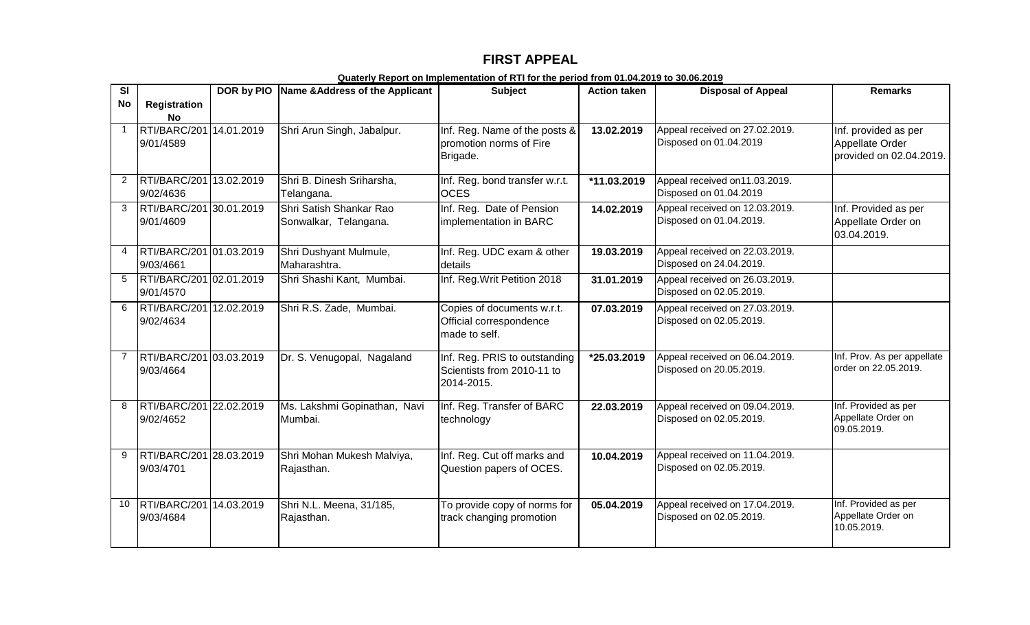# FIRST APPEAL

**Quaterly Report on Implementation of RTI for the period from 01.04.2019 to 30.06.2019**

| Sl No | Registration No | DOR by PIO | Name &Address of the Applicant | Subject | Action taken | Disposal of Appeal | Remarks |
|---|---|---|---|---|---|---|---|
| 1 | RTI/BARC/2019/01/4589 | 14.01.2019 | Shri Arun Singh, Jabalpur. | Inf. Reg. Name of the posts & promotion norms of Fire Brigade. | **13.02.2019** | Appeal received on 27.02.2019. Disposed on 01.04.2019 | Inf. provided as per Appellate Order provided on 02.04.2019. |
| 2 | RTI/BARC/2019/02/4636 | 13.02.2019 | Shri B. Dinesh Sriharsha, Telangana. | Inf. Reg. bond transfer w.r.t. OCES | ***11.03.2019** | Appeal received on11.03.2019. Disposed on 01.04.2019 | |
| 3 | RTI/BARC/2019/01/4609 | 30.01.2019 | Shri Satish Shankar Rao Sonwalkar, Telangana. | Inf. Reg. Date of Pension implementation in BARC | **14.02.2019** | Appeal received on 12.03.2019. Disposed on 01.04.2019. | Inf. Provided as per Appellate Order on 03.04.2019. |
| 4 | RTI/BARC/2019/03/4661 | 01.03.2019 | Shri Dushyant Mulmule, Maharashtra. | Inf. Reg. UDC exam & other details | **19.03.2019** | Appeal received on 22.03.2019. Disposed on 24.04.2019. | |
| 5 | RTI/BARC/2019/01/4570 | 02.01.2019 | Shri Shashi Kant, Mumbai. | Inf. Reg.Writ Petition 2018 | **31.01.2019** | Appeal received on 26.03.2019. Disposed on 02.05.2019. | |
| 6 | RTI/BARC/2019/02/4634 | 12.02.2019 | Shri R.S. Zade, Mumbai. | Copies of documents w.r.t. Official correspondence made to self. | **07.03.2019** | Appeal received on 27.03.2019. Disposed on 02.05.2019. | |
| 7 | RTI/BARC/2019/03/4664 | 03.03.2019 | Dr. S. Venugopal, Nagaland | Inf. Reg. PRIS to outstanding Scientists from 2010-11 to 2014-2015. | ***25.03.2019** | Appeal received on 06.04.2019. Disposed on 20.05.2019. | Inf. Prov. As per appellate order on 22.05.2019. |
| 8 | RTI/BARC/2019/02/4652 | 22.02.2019 | Ms. Lakshmi Gopinathan, Navi Mumbai. | Inf. Reg. Transfer of BARC technology | **22.03.2019** | Appeal received on 09.04.2019. Disposed on 02.05.2019. | Inf. Provided as per Appellate Order on 09.05.2019. |
| 9 | RTI/BARC/2019/03/4701 | 28.03.2019 | Shri Mohan Mukesh Malviya, Rajasthan. | Inf. Reg. Cut off marks and Question papers of OCES. | **10.04.2019** | Appeal received on 11.04.2019. Disposed on 02.05.2019. | |
| 10 | RTI/BARC/2019/03/4684 | 14.03.2019 | Shri N.L. Meena, 31/185, Rajasthan. | To provide copy of norms for track changing promotion | **05.04.2019** | Appeal received on 17.04.2019. Disposed on 02.05.2019. | Inf. Provided as per Appellate Order on 10.05.2019. |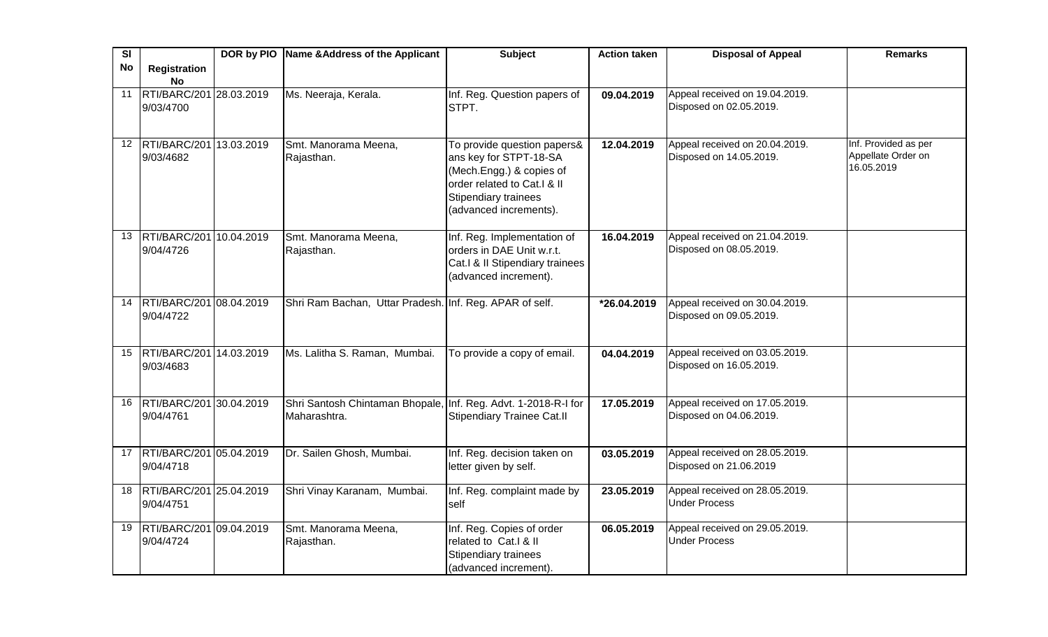| Sl No | Registration No | DOR by PIO | Name &Address of the Applicant | Subject | Action taken | Disposal of Appeal | Remarks |
|---|---|---|---|---|---|---|---|
| 11 | RTI/BARC/2019/03/4700 | 28.03.2019 | Ms. Neeraja, Kerala. | Inf. Reg. Question papers of STPT. | **09.04.2019** | Appeal received on 19.04.2019. Disposed on 02.05.2019. | |
| 12 | RTI/BARC/2019/03/4682 | 13.03.2019 | Smt. Manorama Meena, Rajasthan. | To provide question papers& ans key for STPT-18-SA (Mech.Engg.) & copies of order related to Cat.I & II Stipendiary trainees (advanced increments). | **12.04.2019** | Appeal received on 20.04.2019. Disposed on 14.05.2019. | Inf. Provided as per Appellate Order on 16.05.2019 |
| 13 | RTI/BARC/2019/04/4726 | 10.04.2019 | Smt. Manorama Meena, Rajasthan. | Inf. Reg. Implementation of orders in DAE Unit w.r.t. Cat.I & II Stipendiary trainees (advanced increment). | **16.04.2019** | Appeal received on 21.04.2019. Disposed on 08.05.2019. | |
| 14 | RTI/BARC/2019/04/4722 | 08.04.2019 | Shri Ram Bachan, Uttar Pradesh. | Inf. Reg. APAR of self. | ***26.04.2019** | Appeal received on 30.04.2019. Disposed on 09.05.2019. | |
| 15 | RTI/BARC/2019/03/4683 | 14.03.2019 | Ms. Lalitha S. Raman, Mumbai. | To provide a copy of email. | **04.04.2019** | Appeal received on 03.05.2019. Disposed on 16.05.2019. | |
| 16 | RTI/BARC/2019/04/4761 | 30.04.2019 | Shri Santosh Chintaman Bhopale, Maharashtra. | Inf. Reg. Advt. 1-2018-R-I for Stipendiary Trainee Cat.II | **17.05.2019** | Appeal received on 17.05.2019. Disposed on 04.06.2019. | |
| 17 | RTI/BARC/2019/04/4718 | 05.04.2019 | Dr. Sailen Ghosh, Mumbai. | Inf. Reg. decision taken on letter given by self. | **03.05.2019** | Appeal received on 28.05.2019. Disposed on 21.06.2019 | |
| 18 | RTI/BARC/2019/04/4751 | 25.04.2019 | Shri Vinay Karanam, Mumbai. | Inf. Reg. complaint made by self | **23.05.2019** | Appeal received on 28.05.2019. Under Process | |
| 19 | RTI/BARC/2019/04/4724 | 09.04.2019 | Smt. Manorama Meena, Rajasthan. | Inf. Reg. Copies of order related to Cat.I & II Stipendiary trainees (advanced increment). | **06.05.2019** | Appeal received on 29.05.2019. Under Process | |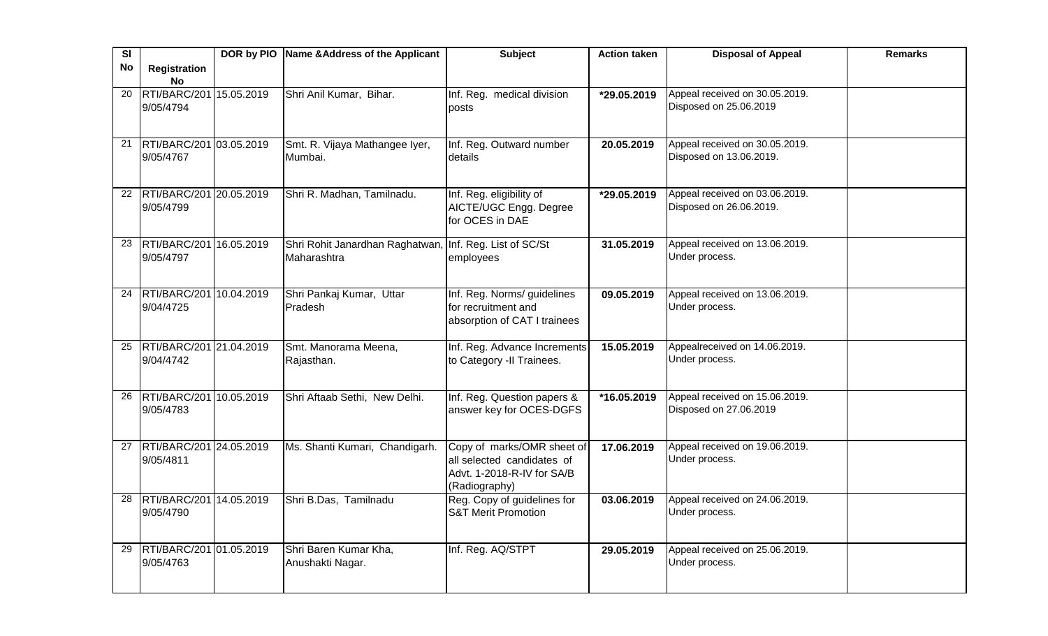| Sl No | Registration No | DOR by PIO | Name &Address of the Applicant | Subject | Action taken | Disposal of Appeal | Remarks |
|---|---|---|---|---|---|---|---|
| 20 | RTI/BARC/2019/05/4794 | 15.05.2019 | Shri Anil Kumar, Bihar. | Inf. Reg. medical division posts | *29.05.2019 | Appeal received on 30.05.2019. Disposed on 25.06.2019 | |
| 21 | RTI/BARC/2019/05/4767 | 03.05.2019 | Smt. R. Vijaya Mathangee Iyer, Mumbai. | Inf. Reg. Outward number details | 20.05.2019 | Appeal received on 30.05.2019. Disposed on 13.06.2019. | |
| 22 | RTI/BARC/2019/05/4799 | 20.05.2019 | Shri R. Madhan, Tamilnadu. | Inf. Reg. eligibility of AICTE/UGC Engg. Degree for OCES in DAE | *29.05.2019 | Appeal received on 03.06.2019. Disposed on 26.06.2019. | |
| 23 | RTI/BARC/2019/05/4797 | 16.05.2019 | Shri Rohit Janardhan Raghatwan, Maharashtra | Inf. Reg. List of SC/St employees | 31.05.2019 | Appeal received on 13.06.2019. Under process. | |
| 24 | RTI/BARC/2019/04/4725 | 10.04.2019 | Shri Pankaj Kumar, Uttar Pradesh | Inf. Reg. Norms/ guidelines for recruitment and absorption of CAT I trainees | 09.05.2019 | Appeal received on 13.06.2019. Under process. | |
| 25 | RTI/BARC/2019/04/4742 | 21.04.2019 | Smt. Manorama Meena, Rajasthan. | Inf. Reg. Advance Increments to Category -II Trainees. | 15.05.2019 | Appealreceived on 14.06.2019. Under process. | |
| 26 | RTI/BARC/2019/05/4783 | 10.05.2019 | Shri Aftaab Sethi, New Delhi. | Inf. Reg. Question papers & answer key for OCES-DGFS | *16.05.2019 | Appeal received on 15.06.2019. Disposed on 27.06.2019 | |
| 27 | RTI/BARC/2019/05/4811 | 24.05.2019 | Ms. Shanti Kumari, Chandigarh. | Copy of marks/OMR sheet of all selected candidates of Advt. 1-2018-R-IV for SA/B (Radiography) | 17.06.2019 | Appeal received on 19.06.2019. Under process. | |
| 28 | RTI/BARC/2019/05/4790 | 14.05.2019 | Shri B.Das, Tamilnadu | Reg. Copy of guidelines for S&T Merit Promotion | 03.06.2019 | Appeal received on 24.06.2019. Under process. | |
| 29 | RTI/BARC/2019/05/4763 | 01.05.2019 | Shri Baren Kumar Kha, Anushakti Nagar. | Inf. Reg. AQ/STPT | 29.05.2019 | Appeal received on 25.06.2019. Under process. | |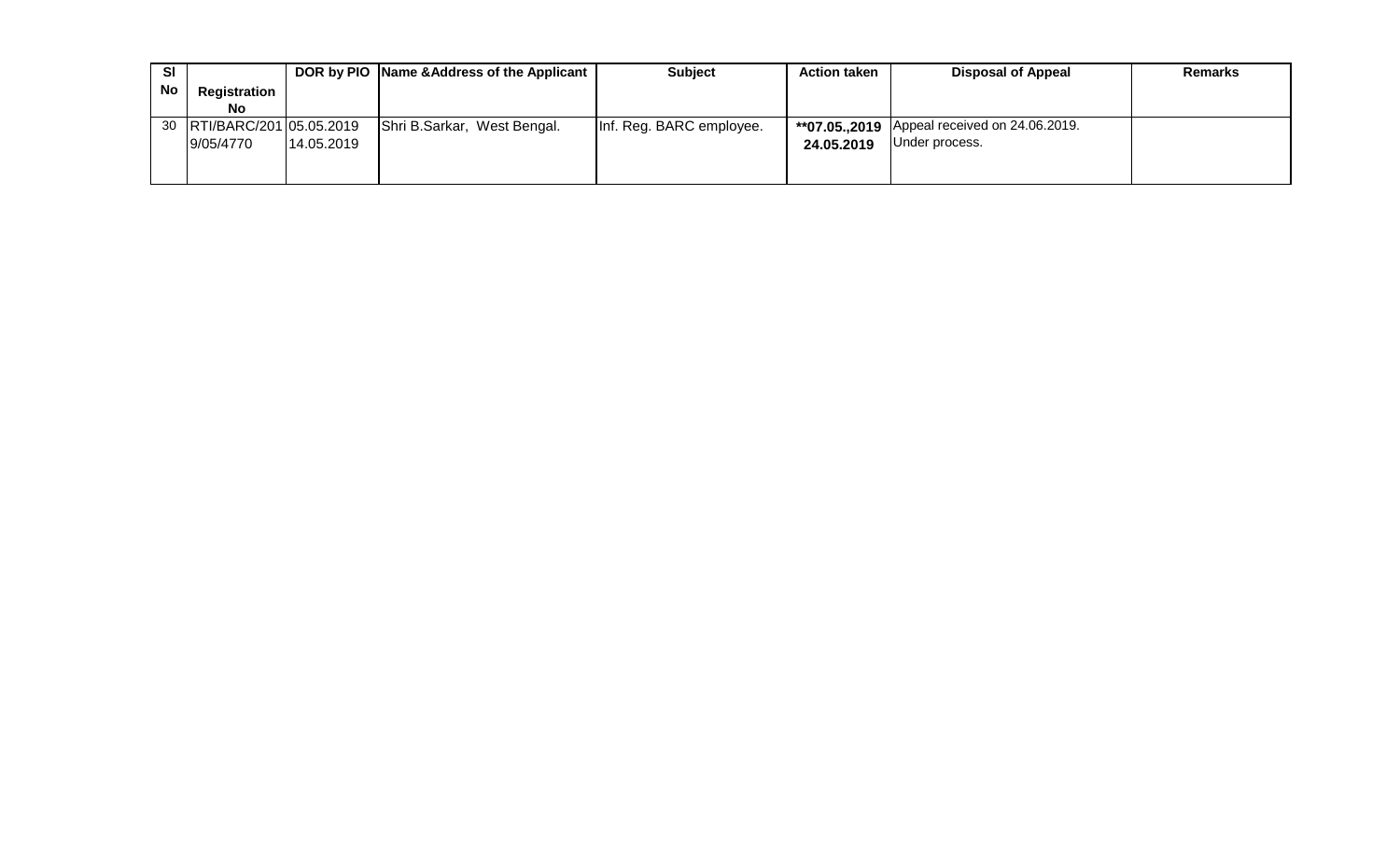| Sl No | Registration No | DOR by PIO | Name &Address of the Applicant | Subject | Action taken | Disposal of Appeal | Remarks |
|---|---|---|---|---|---|---|---|
| 30 | RTI/BARC/2019/05/4770 | 05.05.2019 14.05.2019 | Shri B.Sarkar, West Bengal. | Inf. Reg. BARC employee. | **\*\*07.05.,2019 24.05.2019** | Appeal received on 24.06.2019. Under process. | |